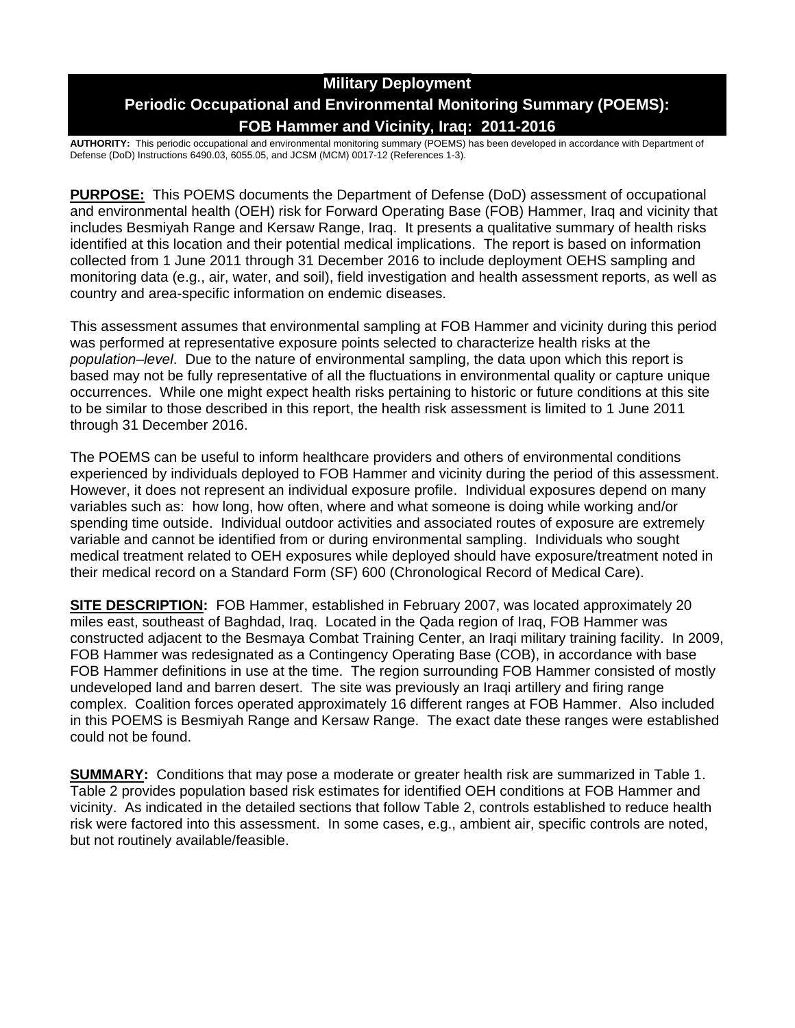# Military Deployment
# Periodic Occupational and Environmental Monitoring Summary (POEMS): FOB Hammer and Vicinity, Iraq: 2011-2016

**AUTHORITY:** This periodic occupational and environmental monitoring summary (POEMS) has been developed in accordance with Department of Defense (DoD) Instructions 6490.03, 6055.05, and JCSM (MCM) 0017-12 (References 1-3).

**PURPOSE:** This POEMS documents the Department of Defense (DoD) assessment of occupational and environmental health (OEH) risk for Forward Operating Base (FOB) Hammer, Iraq and vicinity that includes Besmiyah Range and Kersaw Range, Iraq. It presents a qualitative summary of health risks identified at this location and their potential medical implications. The report is based on information collected from 1 June 2011 through 31 December 2016 to include deployment OEHS sampling and monitoring data (e.g., air, water, and soil), field investigation and health assessment reports, as well as country and area-specific information on endemic diseases.

This assessment assumes that environmental sampling at FOB Hammer and vicinity during this period was performed at representative exposure points selected to characterize health risks at the *population–level*. Due to the nature of environmental sampling, the data upon which this report is based may not be fully representative of all the fluctuations in environmental quality or capture unique occurrences. While one might expect health risks pertaining to historic or future conditions at this site to be similar to those described in this report, the health risk assessment is limited to 1 June 2011 through 31 December 2016.

The POEMS can be useful to inform healthcare providers and others of environmental conditions experienced by individuals deployed to FOB Hammer and vicinity during the period of this assessment. However, it does not represent an individual exposure profile. Individual exposures depend on many variables such as: how long, how often, where and what someone is doing while working and/or spending time outside. Individual outdoor activities and associated routes of exposure are extremely variable and cannot be identified from or during environmental sampling. Individuals who sought medical treatment related to OEH exposures while deployed should have exposure/treatment noted in their medical record on a Standard Form (SF) 600 (Chronological Record of Medical Care).

**SITE DESCRIPTION:** FOB Hammer, established in February 2007, was located approximately 20 miles east, southeast of Baghdad, Iraq. Located in the Qada region of Iraq, FOB Hammer was constructed adjacent to the Besmaya Combat Training Center, an Iraqi military training facility. In 2009, FOB Hammer was redesignated as a Contingency Operating Base (COB), in accordance with base FOB Hammer definitions in use at the time. The region surrounding FOB Hammer consisted of mostly undeveloped land and barren desert. The site was previously an Iraqi artillery and firing range complex. Coalition forces operated approximately 16 different ranges at FOB Hammer. Also included in this POEMS is Besmiyah Range and Kersaw Range. The exact date these ranges were established could not be found.

**SUMMARY:** Conditions that may pose a moderate or greater health risk are summarized in Table 1. Table 2 provides population based risk estimates for identified OEH conditions at FOB Hammer and vicinity. As indicated in the detailed sections that follow Table 2, controls established to reduce health risk were factored into this assessment. In some cases, e.g., ambient air, specific controls are noted, but not routinely available/feasible.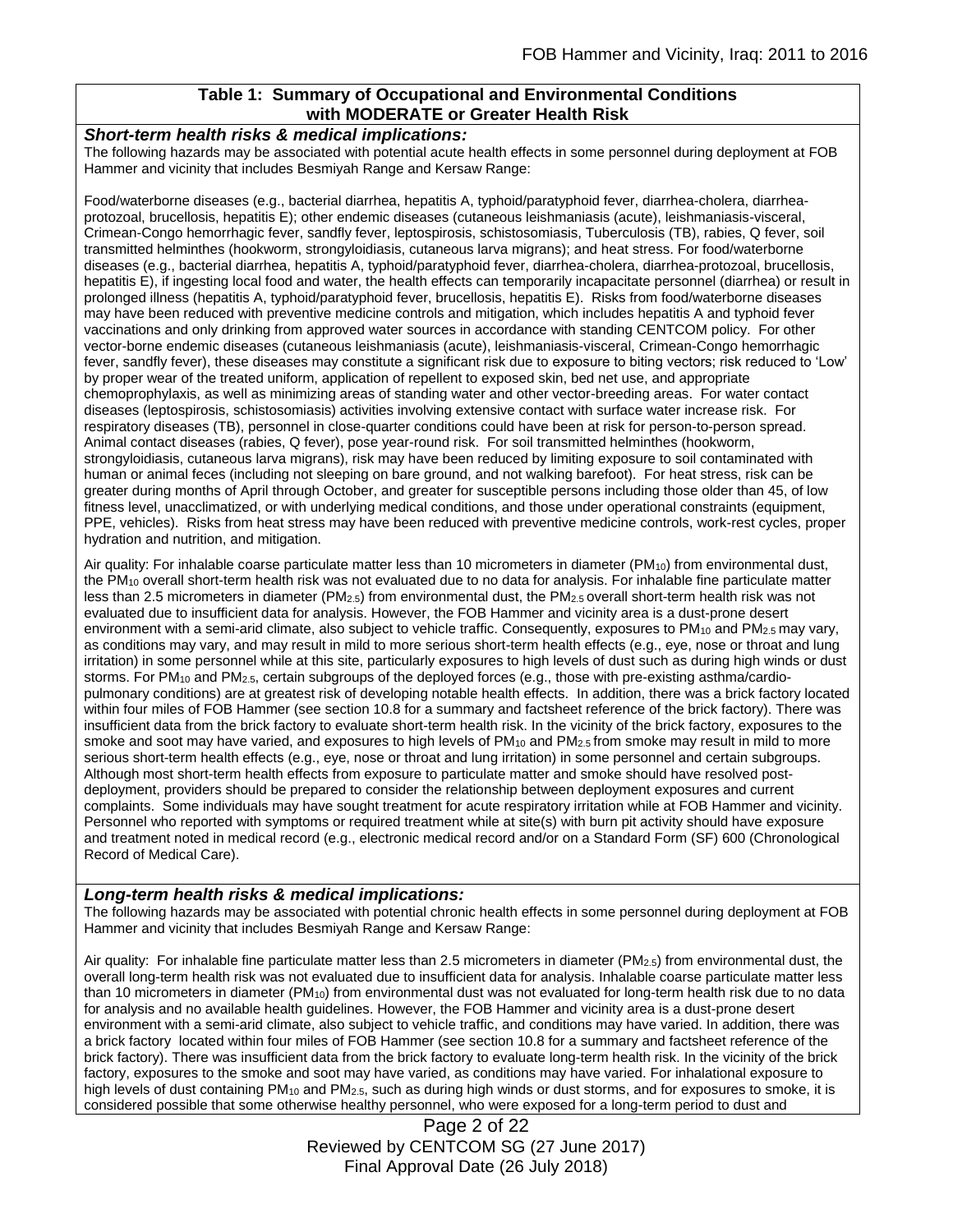### Table 1: Summary of Occupational and Environmental Conditions with MODERATE or Greater Health Risk

***Short-term health risks & medical implications:***

The following hazards may be associated with potential acute health effects in some personnel during deployment at FOB Hammer and vicinity that includes Besmiyah Range and Kersaw Range:

Food/waterborne diseases (e.g., bacterial diarrhea, hepatitis A, typhoid/paratyphoid fever, diarrhea-cholera, diarrhea-protozoal, brucellosis, hepatitis E); other endemic diseases (cutaneous leishmaniasis (acute), leishmaniasis-visceral, Crimean-Congo hemorrhagic fever, sandfly fever, leptospirosis, schistosomiasis, Tuberculosis (TB), rabies, Q fever, soil transmitted helminthes (hookworm, strongyloidiasis, cutaneous larva migrans); and heat stress. For food/waterborne diseases (e.g., bacterial diarrhea, hepatitis A, typhoid/paratyphoid fever, diarrhea-cholera, diarrhea-protozoal, brucellosis, hepatitis E), if ingesting local food and water, the health effects can temporarily incapacitate personnel (diarrhea) or result in prolonged illness (hepatitis A, typhoid/paratyphoid fever, brucellosis, hepatitis E). Risks from food/waterborne diseases may have been reduced with preventive medicine controls and mitigation, which includes hepatitis A and typhoid fever vaccinations and only drinking from approved water sources in accordance with standing CENTCOM policy. For other vector-borne endemic diseases (cutaneous leishmaniasis (acute), leishmaniasis-visceral, Crimean-Congo hemorrhagic fever, sandfly fever), these diseases may constitute a significant risk due to exposure to biting vectors; risk reduced to 'Low' by proper wear of the treated uniform, application of repellent to exposed skin, bed net use, and appropriate chemoprophylaxis, as well as minimizing areas of standing water and other vector-breeding areas. For water contact diseases (leptospirosis, schistosomiasis) activities involving extensive contact with surface water increase risk. For respiratory diseases (TB), personnel in close-quarter conditions could have been at risk for person-to-person spread. Animal contact diseases (rabies, Q fever), pose year-round risk. For soil transmitted helminthes (hookworm, strongyloidiasis, cutaneous larva migrans), risk may have been reduced by limiting exposure to soil contaminated with human or animal feces (including not sleeping on bare ground, and not walking barefoot). For heat stress, risk can be greater during months of April through October, and greater for susceptible persons including those older than 45, of low fitness level, unacclimatized, or with underlying medical conditions, and those under operational constraints (equipment, PPE, vehicles). Risks from heat stress may have been reduced with preventive medicine controls, work-rest cycles, proper hydration and nutrition, and mitigation.

Air quality: For inhalable coarse particulate matter less than 10 micrometers in diameter ($PM_{10}$) from environmental dust, the $PM_{10}$ overall short-term health risk was not evaluated due to no data for analysis. For inhalable fine particulate matter less than 2.5 micrometers in diameter ($PM_{2.5}$) from environmental dust, the $PM_{2.5}$ overall short-term health risk was not evaluated due to insufficient data for analysis. However, the FOB Hammer and vicinity area is a dust-prone desert environment with a semi-arid climate, also subject to vehicle traffic. Consequently, exposures to $PM_{10}$ and $PM_{2.5}$ may vary, as conditions may vary, and may result in mild to more serious short-term health effects (e.g., eye, nose or throat and lung irritation) in some personnel while at this site, particularly exposures to high levels of dust such as during high winds or dust storms. For $PM_{10}$ and $PM_{2.5}$, certain subgroups of the deployed forces (e.g., those with pre-existing asthma/cardio-pulmonary conditions) are at greatest risk of developing notable health effects. In addition, there was a brick factory located within four miles of FOB Hammer (see section 10.8 for a summary and factsheet reference of the brick factory). There was insufficient data from the brick factory to evaluate short-term health risk. In the vicinity of the brick factory, exposures to the smoke and soot may have varied, and exposures to high levels of $PM_{10}$ and $PM_{2.5}$ from smoke may result in mild to more serious short-term health effects (e.g., eye, nose or throat and lung irritation) in some personnel and certain subgroups. Although most short-term health effects from exposure to particulate matter and smoke should have resolved post-deployment, providers should be prepared to consider the relationship between deployment exposures and current complaints. Some individuals may have sought treatment for acute respiratory irritation while at FOB Hammer and vicinity. Personnel who reported with symptoms or required treatment while at site(s) with burn pit activity should have exposure and treatment noted in medical record (e.g., electronic medical record and/or on a Standard Form (SF) 600 (Chronological Record of Medical Care).

***Long-term health risks & medical implications:***

The following hazards may be associated with potential chronic health effects in some personnel during deployment at FOB Hammer and vicinity that includes Besmiyah Range and Kersaw Range:

Air quality: For inhalable fine particulate matter less than 2.5 micrometers in diameter ($PM_{2.5}$) from environmental dust, the overall long-term health risk was not evaluated due to insufficient data for analysis. Inhalable coarse particulate matter less than 10 micrometers in diameter ($PM_{10}$) from environmental dust was not evaluated for long-term health risk due to no data for analysis and no available health guidelines. However, the FOB Hammer and vicinity area is a dust-prone desert environment with a semi-arid climate, also subject to vehicle traffic, and conditions may have varied. In addition, there was a brick factory located within four miles of FOB Hammer (see section 10.8 for a summary and factsheet reference of the brick factory). There was insufficient data from the brick factory to evaluate long-term health risk. In the vicinity of the brick factory, exposures to the smoke and soot may have varied, as conditions may have varied. For inhalational exposure to high levels of dust containing $PM_{10}$ and $PM_{2.5}$, such as during high winds or dust storms, and for exposures to smoke, it is considered possible that some otherwise healthy personnel, who were exposed for a long-term period to dust and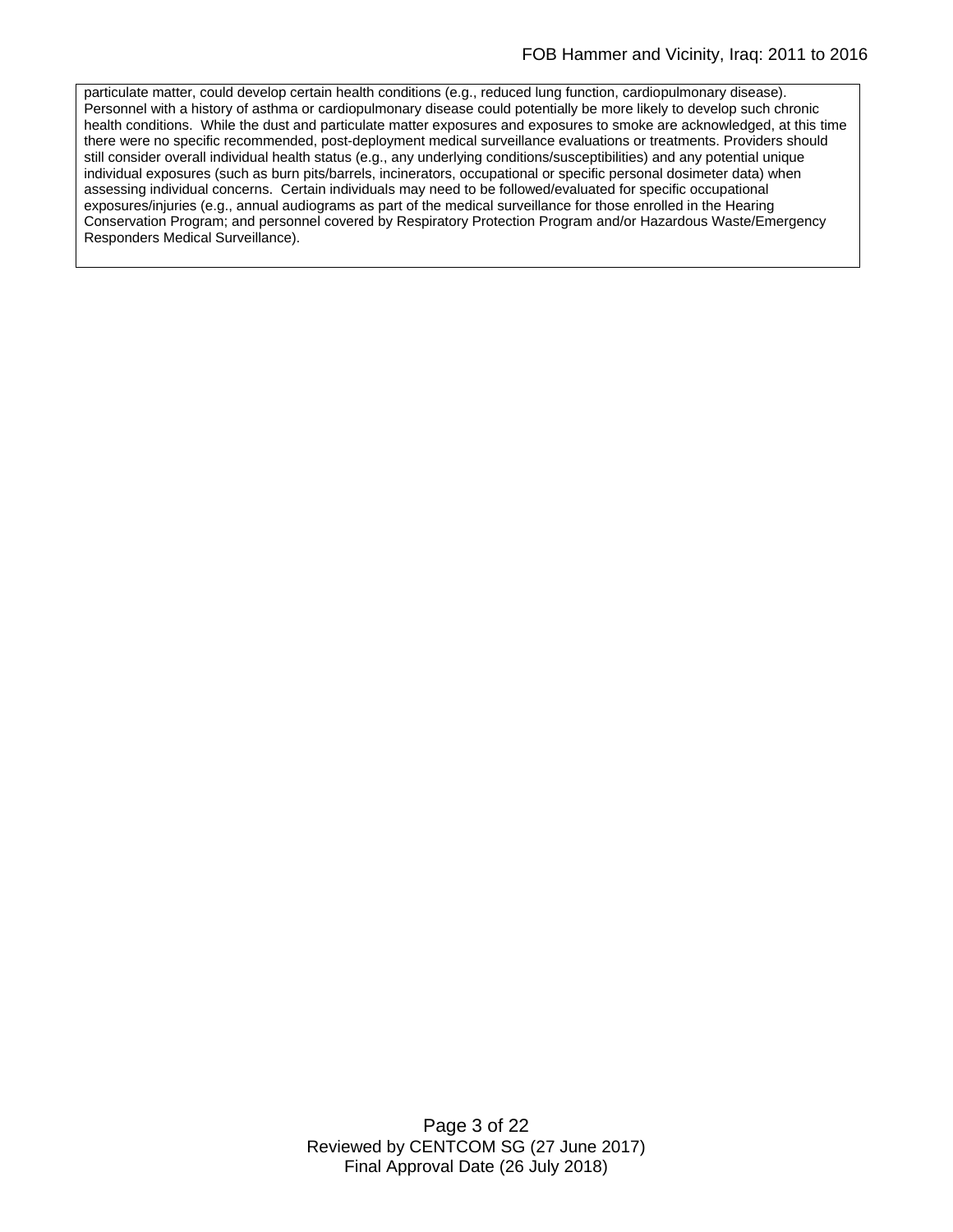particulate matter, could develop certain health conditions (e.g., reduced lung function, cardiopulmonary disease). Personnel with a history of asthma or cardiopulmonary disease could potentially be more likely to develop such chronic health conditions. While the dust and particulate matter exposures and exposures to smoke are acknowledged, at this time there were no specific recommended, post-deployment medical surveillance evaluations or treatments. Providers should still consider overall individual health status (e.g., any underlying conditions/susceptibilities) and any potential unique individual exposures (such as burn pits/barrels, incinerators, occupational or specific personal dosimeter data) when assessing individual concerns. Certain individuals may need to be followed/evaluated for specific occupational exposures/injuries (e.g., annual audiograms as part of the medical surveillance for those enrolled in the Hearing Conservation Program; and personnel covered by Respiratory Protection Program and/or Hazardous Waste/Emergency Responders Medical Surveillance).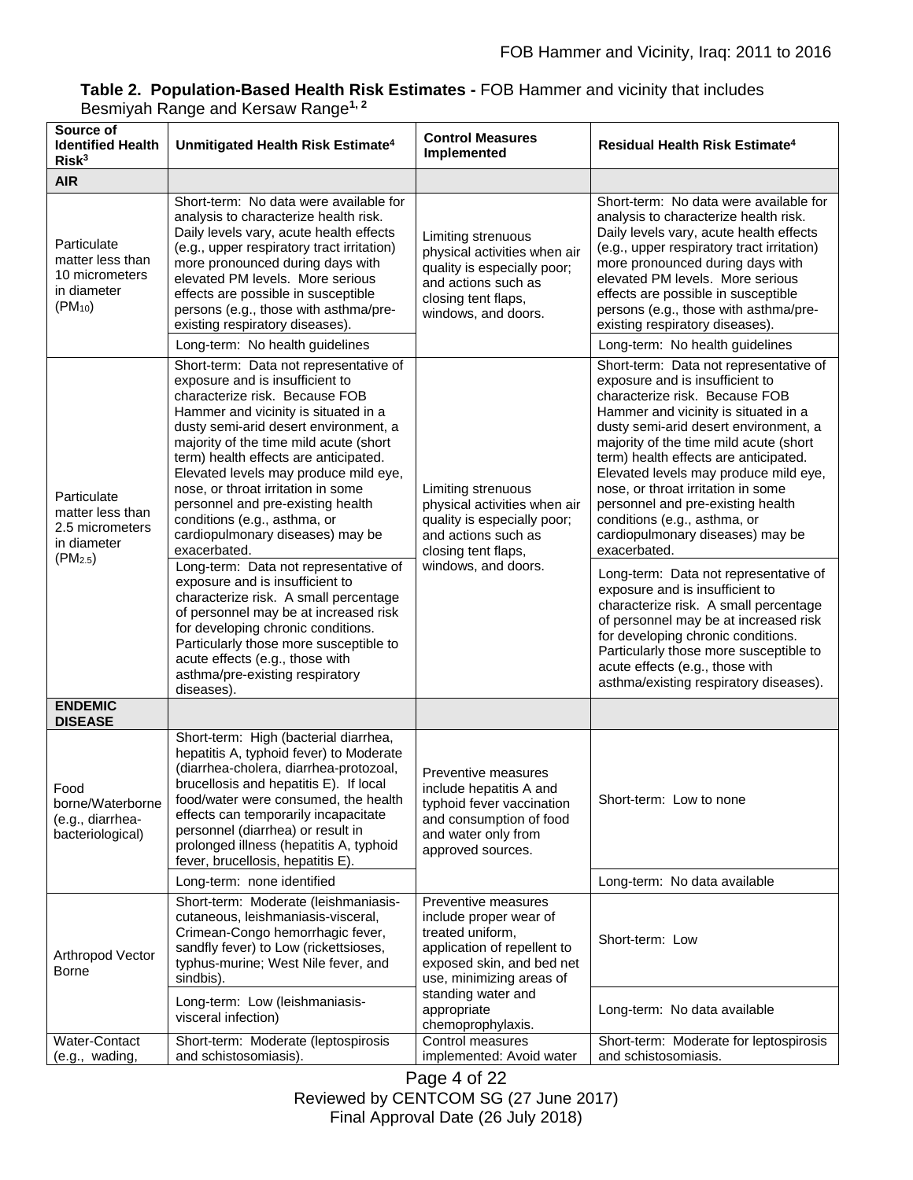**Table 2. Population-Based Health Risk Estimates -** FOB Hammer and vicinity that includes Besmiyah Range and Kersaw Range[1, 2]

| Source of Identified Health Risk[3] | Unmitigated Health Risk Estimate[4] | Control Measures Implemented | Residual Health Risk Estimate[4] |
|---|---|---|---|
| **AIR** | | | |
| Particulate matter less than 10 micrometers in diameter ($PM_{10}$) | Short-term: No data were available for analysis to characterize health risk. Daily levels vary, acute health effects (e.g., upper respiratory tract irritation) more pronounced during days with elevated PM levels. More serious effects are possible in susceptible persons (e.g., those with asthma/pre-existing respiratory diseases). | Limiting strenuous physical activities when air quality is especially poor; and actions such as closing tent flaps, windows, and doors. | Short-term: No data were available for analysis to characterize health risk. Daily levels vary, acute health effects (e.g., upper respiratory tract irritation) more pronounced during days with elevated PM levels. More serious effects are possible in susceptible persons (e.g., those with asthma/pre-existing respiratory diseases). |
| | Long-term: No health guidelines | | Long-term: No health guidelines |
| Particulate matter less than 2.5 micrometers in diameter ($PM_{2.5}$) | Short-term: Data not representative of exposure and is insufficient to characterize risk. Because FOB Hammer and vicinity is situated in a dusty semi-arid desert environment, a majority of the time mild acute (short term) health effects are anticipated. Elevated levels may produce mild eye, nose, or throat irritation in some personnel and pre-existing health conditions (e.g., asthma, or cardiopulmonary diseases) may be exacerbated. | Limiting strenuous physical activities when air quality is especially poor; and actions such as closing tent flaps, windows, and doors. | Short-term: Data not representative of exposure and is insufficient to characterize risk. Because FOB Hammer and vicinity is situated in a dusty semi-arid desert environment, a majority of the time mild acute (short term) health effects are anticipated. Elevated levels may produce mild eye, nose, or throat irritation in some personnel and pre-existing health conditions (e.g., asthma, or cardiopulmonary diseases) may be exacerbated. |
| | Long-term: Data not representative of exposure and is insufficient to characterize risk. A small percentage of personnel may be at increased risk for developing chronic conditions. Particularly those more susceptible to acute effects (e.g., those with asthma/pre-existing respiratory diseases). | | Long-term: Data not representative of exposure and is insufficient to characterize risk. A small percentage of personnel may be at increased risk for developing chronic conditions. Particularly those more susceptible to acute effects (e.g., those with asthma/existing respiratory diseases). |
| **ENDEMIC DISEASE** | | | |
| Food borne/Waterborne (e.g., diarrhea-bacteriological) | Short-term: High (bacterial diarrhea, hepatitis A, typhoid fever) to Moderate (diarrhea-cholera, diarrhea-protozoal, brucellosis and hepatitis E). If local food/water were consumed, the health effects can temporarily incapacitate personnel (diarrhea) or result in prolonged illness (hepatitis A, typhoid fever, brucellosis, hepatitis E). | Preventive measures include hepatitis A and typhoid fever vaccination and consumption of food and water only from approved sources. | Short-term: Low to none |
| | Long-term: none identified | | Long-term: No data available |
| Arthropod Vector Borne | Short-term: Moderate (leishmaniasis-cutaneous, leishmaniasis-visceral, Crimean-Congo hemorrhagic fever, sandfly fever) to Low (rickettsioses, typhus-murine; West Nile fever, and sindbis). | Preventive measures include proper wear of treated uniform, application of repellent to exposed skin, and bed net use, minimizing areas of standing water and appropriate chemoprophylaxis. | Short-term: Low |
| | Long-term: Low (leishmaniasis-visceral infection) | | Long-term: No data available |
| Water-Contact (e.g., wading, | Short-term: Moderate (leptospirosis and schistosomiasis). | Control measures implemented: Avoid water | Short-term: Moderate for leptospirosis and schistosomiasis. |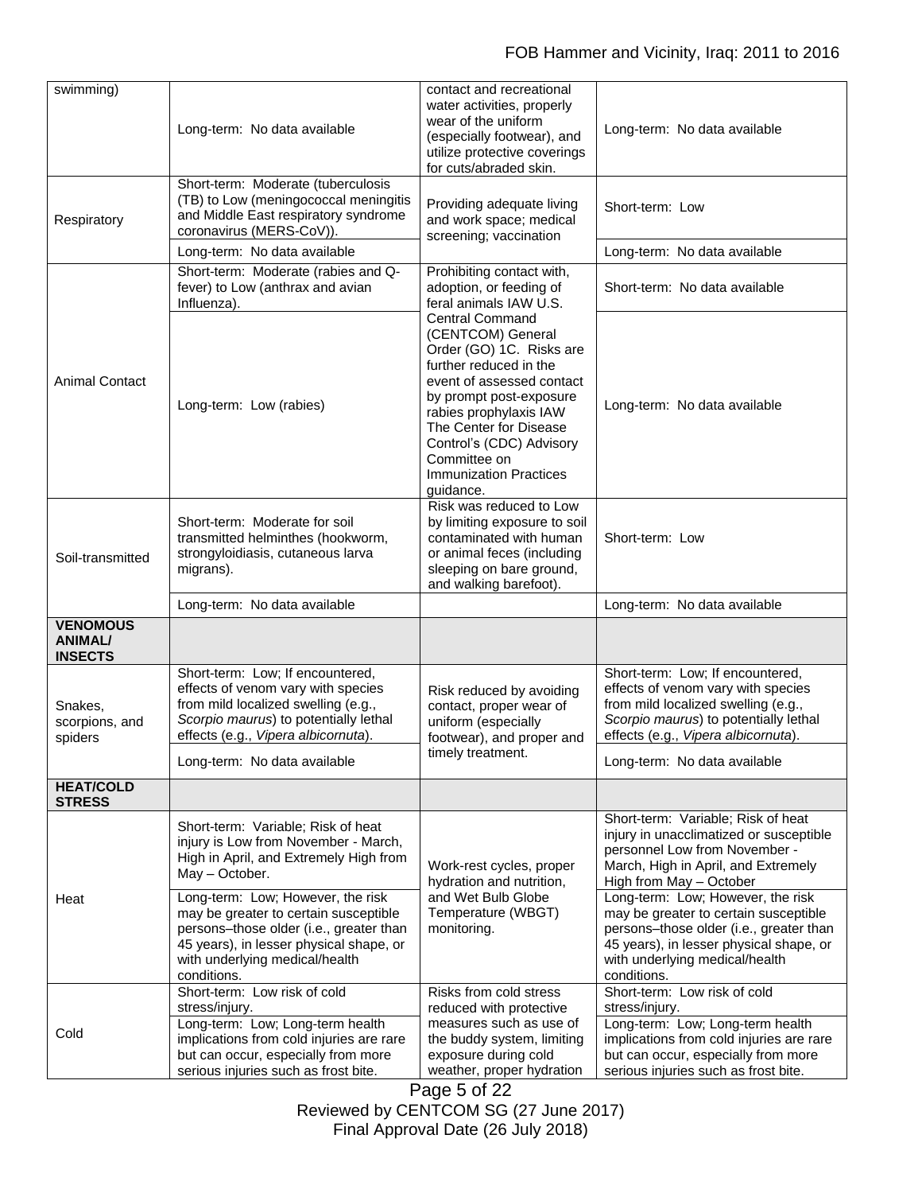| | | | |
|---|---|---|---|
| swimming) | Long-term: No data available | contact and recreational water activities, properly wear of the uniform (especially footwear), and utilize protective coverings for cuts/abraded skin. | Long-term: No data available |
| Respiratory | Short-term: Moderate (tuberculosis (TB) to Low (meningococcal meningitis and Middle East respiratory syndrome coronavirus (MERS-CoV)). | Providing adequate living and work space; medical screening; vaccination | Short-term: Low |
| | Long-term: No data available | | Long-term: No data available |
| Animal Contact | Short-term: Moderate (rabies and Q-fever) to Low (anthrax and avian Influenza). | Prohibiting contact with, adoption, or feeding of feral animals IAW U.S. Central Command (CENTCOM) General Order (GO) 1C. Risks are further reduced in the event of assessed contact by prompt post-exposure rabies prophylaxis IAW The Center for Disease Control's (CDC) Advisory Committee on Immunization Practices guidance. | Short-term: No data available |
| | Long-term: Low (rabies) | | Long-term: No data available |
| Soil-transmitted | Short-term: Moderate for soil transmitted helminthes (hookworm, strongyloidiasis, cutaneous larva migrans). | Risk was reduced to Low by limiting exposure to soil contaminated with human or animal feces (including sleeping on bare ground, and walking barefoot). | Short-term: Low |
| | Long-term: No data available | | Long-term: No data available |
| **VENOMOUS ANIMAL/ INSECTS** | | | |
| Snakes, scorpions, and spiders | Short-term: Low; If encountered, effects of venom vary with species from mild localized swelling (e.g., *Scorpio maurus*) to potentially lethal effects (e.g., *Vipera albicornuta*). | Risk reduced by avoiding contact, proper wear of uniform (especially footwear), and proper and timely treatment. | Short-term: Low; If encountered, effects of venom vary with species from mild localized swelling (e.g., *Scorpio maurus*) to potentially lethal effects (e.g., *Vipera albicornuta*). |
| | Long-term: No data available | | Long-term: No data available |
| **HEAT/COLD STRESS** | | | |
| Heat | Short-term: Variable; Risk of heat injury is Low from November - March, High in April, and Extremely High from May – October. | Work-rest cycles, proper hydration and nutrition, and Wet Bulb Globe Temperature (WBGT) monitoring. | Short-term: Variable; Risk of heat injury in unacclimatized or susceptible personnel Low from November - March, High in April, and Extremely High from May – October |
| | Long-term: Low; However, the risk may be greater to certain susceptible persons–those older (i.e., greater than 45 years), in lesser physical shape, or with underlying medical/health conditions. | | Long-term: Low; However, the risk may be greater to certain susceptible persons–those older (i.e., greater than 45 years), in lesser physical shape, or with underlying medical/health conditions. |
| Cold | Short-term: Low risk of cold stress/injury. | Risks from cold stress reduced with protective measures such as use of the buddy system, limiting exposure during cold weather, proper hydration | Short-term: Low risk of cold stress/injury. |
| | Long-term: Low; Long-term health implications from cold injuries are rare but can occur, especially from more serious injuries such as frost bite. | | Long-term: Low; Long-term health implications from cold injuries are rare but can occur, especially from more serious injuries such as frost bite. |

Reviewed by CENTCOM SG (27 June 2017)
Final Approval Date (26 July 2018)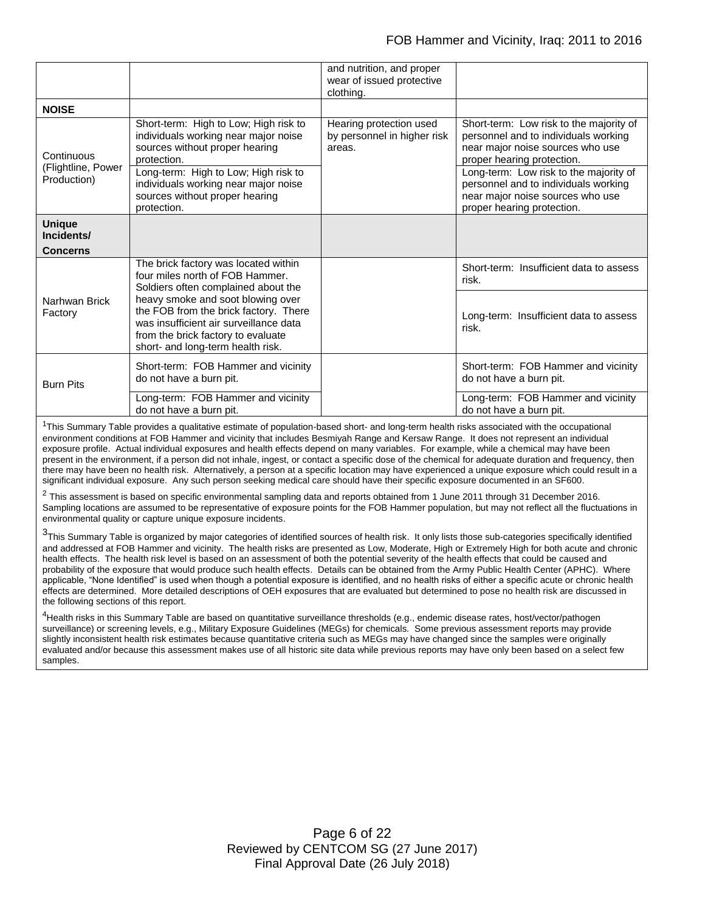| | | | |
|---|---|---|---|
| | | and nutrition, and proper wear of issued protective clothing. | |
| **NOISE** | | | |
| Continuous (Flightline, Power Production) | Short-term: High to Low; High risk to individuals working near major noise sources without proper hearing protection. | Hearing protection used by personnel in higher risk areas. | Short-term: Low risk to the majority of personnel and to individuals working near major noise sources who use proper hearing protection. |
| | Long-term: High to Low; High risk to individuals working near major noise sources without proper hearing protection. | | Long-term: Low risk to the majority of personnel and to individuals working near major noise sources who use proper hearing protection. |
| **Unique Incidents/ Concerns** | | | |
| Narhwan Brick Factory | The brick factory was located within four miles north of FOB Hammer. Soldiers often complained about the heavy smoke and soot blowing over the FOB from the brick factory. There was insufficient air surveillance data from the brick factory to evaluate short- and long-term health risk. | | Short-term: Insufficient data to assess risk. |
| | | | Long-term: Insufficient data to assess risk. |
| Burn Pits | Short-term: FOB Hammer and vicinity do not have a burn pit. | | Short-term: FOB Hammer and vicinity do not have a burn pit. |
| | Long-term: FOB Hammer and vicinity do not have a burn pit. | | Long-term: FOB Hammer and vicinity do not have a burn pit. |

[1]This Summary Table provides a qualitative estimate of population-based short- and long-term health risks associated with the occupational environment conditions at FOB Hammer and vicinity that includes Besmiyah Range and Kersaw Range. It does not represent an individual exposure profile. Actual individual exposures and health effects depend on many variables. For example, while a chemical may have been present in the environment, if a person did not inhale, ingest, or contact a specific dose of the chemical for adequate duration and frequency, then there may have been no health risk. Alternatively, a person at a specific location may have experienced a unique exposure which could result in a significant individual exposure. Any such person seeking medical care should have their specific exposure documented in an SF600.

[2] This assessment is based on specific environmental sampling data and reports obtained from 1 June 2011 through 31 December 2016. Sampling locations are assumed to be representative of exposure points for the FOB Hammer population, but may not reflect all the fluctuations in environmental quality or capture unique exposure incidents.

[3]This Summary Table is organized by major categories of identified sources of health risk. It only lists those sub-categories specifically identified and addressed at FOB Hammer and vicinity. The health risks are presented as Low, Moderate, High or Extremely High for both acute and chronic health effects. The health risk level is based on an assessment of both the potential severity of the health effects that could be caused and probability of the exposure that would produce such health effects. Details can be obtained from the Army Public Health Center (APHC). Where applicable, "None Identified" is used when though a potential exposure is identified, and no health risks of either a specific acute or chronic health effects are determined. More detailed descriptions of OEH exposures that are evaluated but determined to pose no health risk are discussed in the following sections of this report.

[4]Health risks in this Summary Table are based on quantitative surveillance thresholds (e.g., endemic disease rates, host/vector/pathogen surveillance) or screening levels, e.g., Military Exposure Guidelines (MEGs) for chemicals. Some previous assessment reports may provide slightly inconsistent health risk estimates because quantitative criteria such as MEGs may have changed since the samples were originally evaluated and/or because this assessment makes use of all historic site data while previous reports may have only been based on a select few samples.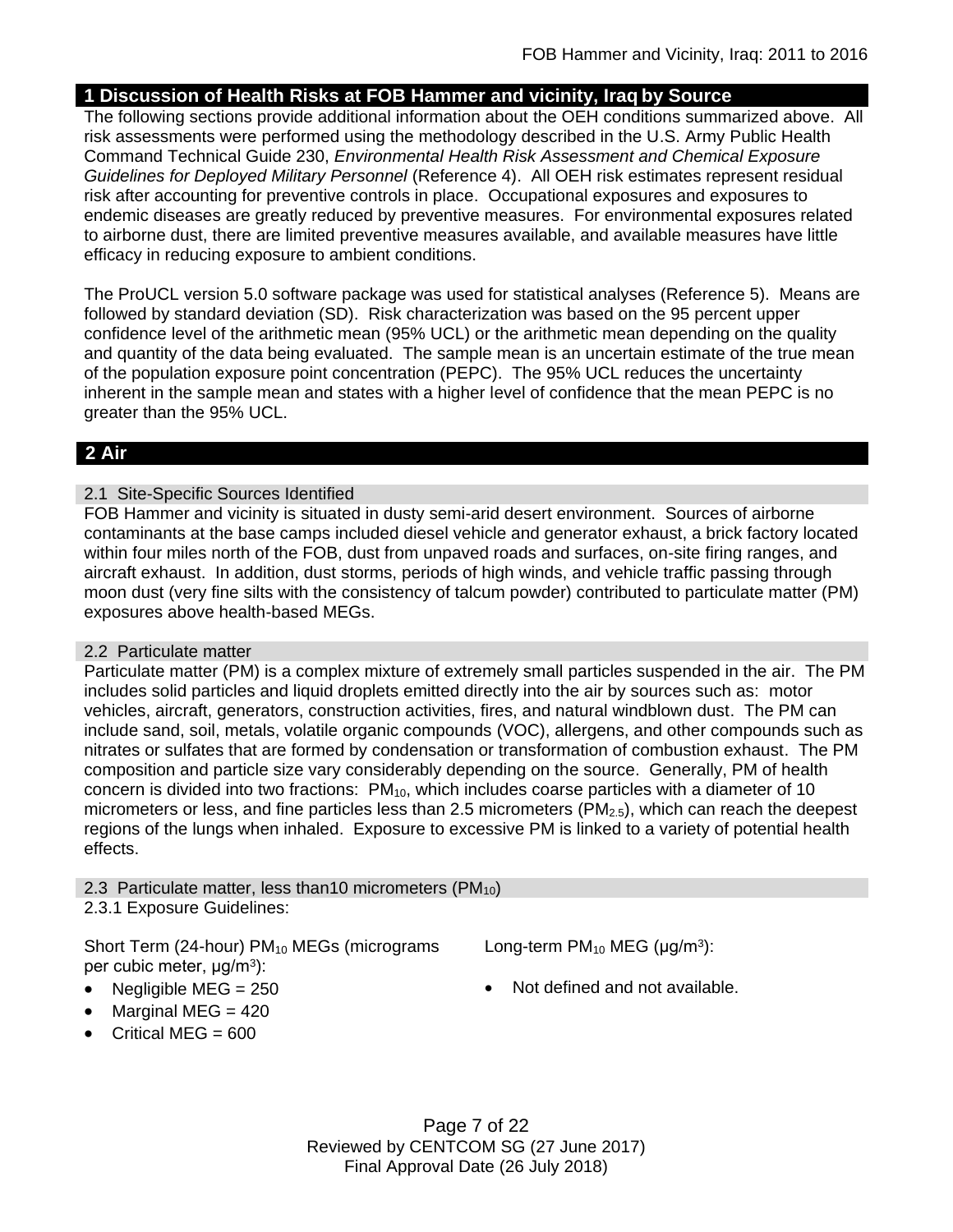## 1 Discussion of Health Risks at FOB Hammer and vicinity, Iraq by Source

The following sections provide additional information about the OEH conditions summarized above. All risk assessments were performed using the methodology described in the U.S. Army Public Health Command Technical Guide 230, *Environmental Health Risk Assessment and Chemical Exposure Guidelines for Deployed Military Personnel* (Reference 4). All OEH risk estimates represent residual risk after accounting for preventive controls in place. Occupational exposures and exposures to endemic diseases are greatly reduced by preventive measures. For environmental exposures related to airborne dust, there are limited preventive measures available, and available measures have little efficacy in reducing exposure to ambient conditions.

The ProUCL version 5.0 software package was used for statistical analyses (Reference 5). Means are followed by standard deviation (SD). Risk characterization was based on the 95 percent upper confidence level of the arithmetic mean (95% UCL) or the arithmetic mean depending on the quality and quantity of the data being evaluated. The sample mean is an uncertain estimate of the true mean of the population exposure point concentration (PEPC). The 95% UCL reduces the uncertainty inherent in the sample mean and states with a higher level of confidence that the mean PEPC is no greater than the 95% UCL.

## 2 Air

### 2.1 Site-Specific Sources Identified

FOB Hammer and vicinity is situated in dusty semi-arid desert environment. Sources of airborne contaminants at the base camps included diesel vehicle and generator exhaust, a brick factory located within four miles north of the FOB, dust from unpaved roads and surfaces, on-site firing ranges, and aircraft exhaust. In addition, dust storms, periods of high winds, and vehicle traffic passing through moon dust (very fine silts with the consistency of talcum powder) contributed to particulate matter (PM) exposures above health-based MEGs.

### 2.2 Particulate matter

Particulate matter (PM) is a complex mixture of extremely small particles suspended in the air. The PM includes solid particles and liquid droplets emitted directly into the air by sources such as: motor vehicles, aircraft, generators, construction activities, fires, and natural windblown dust. The PM can include sand, soil, metals, volatile organic compounds (VOC), allergens, and other compounds such as nitrates or sulfates that are formed by condensation or transformation of combustion exhaust. The PM composition and particle size vary considerably depending on the source. Generally, PM of health concern is divided into two fractions: $PM_{10}$, which includes coarse particles with a diameter of 10 micrometers or less, and fine particles less than 2.5 micrometers ($PM_{2.5}$), which can reach the deepest regions of the lungs when inhaled. Exposure to excessive PM is linked to a variety of potential health effects.

### 2.3 Particulate matter, less than10 micrometers ($PM_{10}$)

2.3.1 Exposure Guidelines:

Short Term (24-hour) $PM_{10}$ MEGs (micrograms per cubic meter, $\mu g/m^3$):

- Negligible MEG = 250
- Marginal MEG = 420
- Critical MEG = 600

Long-term $PM_{10}$ MEG ($\mu g/m^3$):

- Not defined and not available.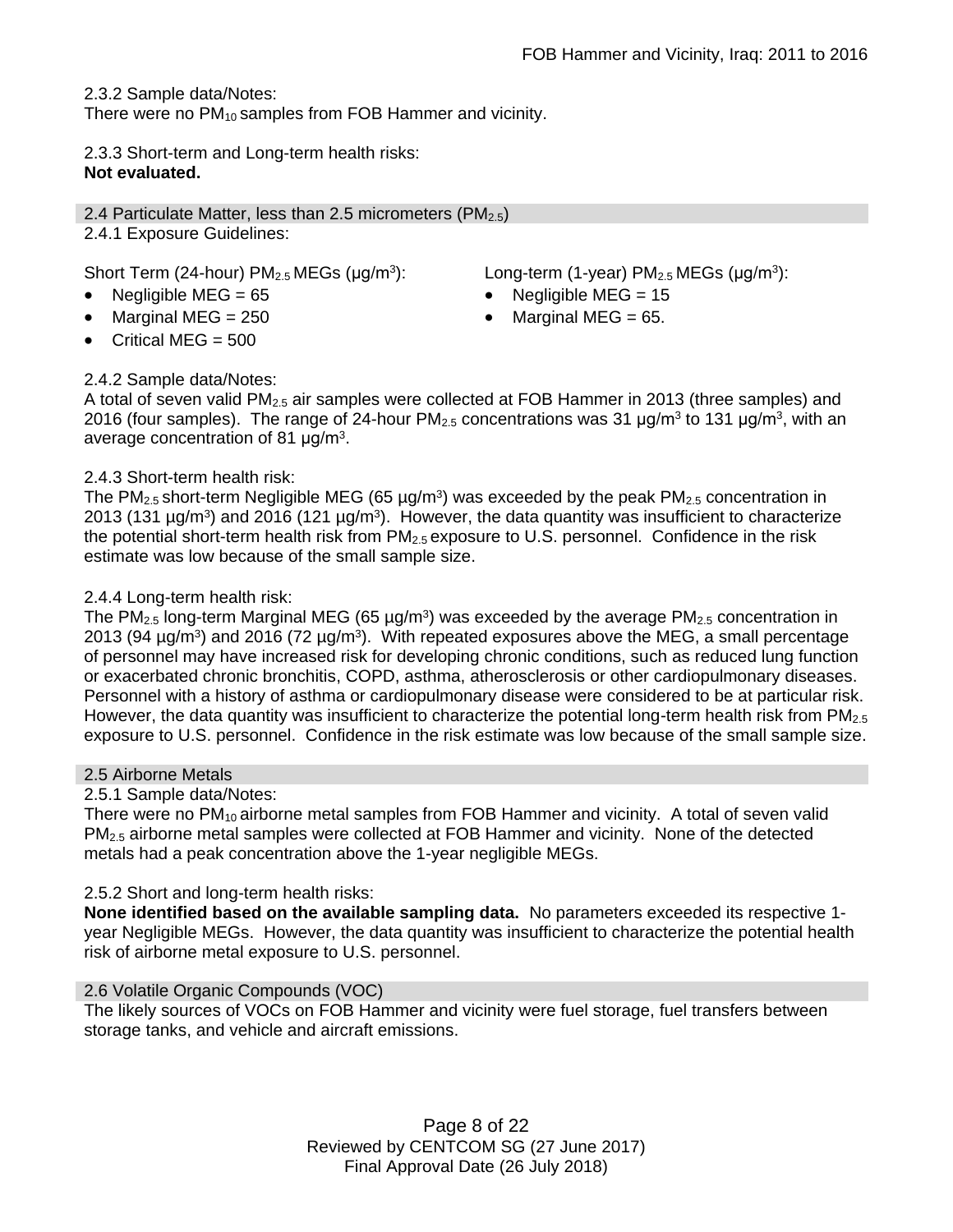2.3.2 Sample data/Notes:
There were no $PM_{10}$ samples from FOB Hammer and vicinity.

2.3.3 Short-term and Long-term health risks:
**Not evaluated.**

## 2.4 Particulate Matter, less than 2.5 micrometers ($PM_{2.5}$)

2.4.1 Exposure Guidelines:

Short Term (24-hour) $PM_{2.5}$ MEGs (μg/m$^3$):

- Negligible MEG = 65
- Marginal MEG = 250
- Critical MEG = 500

Long-term (1-year) $PM_{2.5}$ MEGs (μg/m$^3$):

- Negligible MEG = 15
- Marginal MEG = 65.

2.4.2 Sample data/Notes:
A total of seven valid $PM_{2.5}$ air samples were collected at FOB Hammer in 2013 (three samples) and 2016 (four samples). The range of 24-hour $PM_{2.5}$ concentrations was 31 μg/m$^3$ to 131 μg/m$^3$, with an average concentration of 81 μg/m$^3$.

2.4.3 Short-term health risk:
The $PM_{2.5}$ short-term Negligible MEG (65 μg/m$^3$) was exceeded by the peak $PM_{2.5}$ concentration in 2013 (131 μg/m$^3$) and 2016 (121 μg/m$^3$). However, the data quantity was insufficient to characterize the potential short-term health risk from $PM_{2.5}$ exposure to U.S. personnel. Confidence in the risk estimate was low because of the small sample size.

2.4.4 Long-term health risk:
The $PM_{2.5}$ long-term Marginal MEG (65 μg/m$^3$) was exceeded by the average $PM_{2.5}$ concentration in 2013 (94 μg/m$^3$) and 2016 (72 μg/m$^3$). With repeated exposures above the MEG, a small percentage of personnel may have increased risk for developing chronic conditions, such as reduced lung function or exacerbated chronic bronchitis, COPD, asthma, atherosclerosis or other cardiopulmonary diseases. Personnel with a history of asthma or cardiopulmonary disease were considered to be at particular risk. However, the data quantity was insufficient to characterize the potential long-term health risk from $PM_{2.5}$ exposure to U.S. personnel. Confidence in the risk estimate was low because of the small sample size.

## 2.5 Airborne Metals

2.5.1 Sample data/Notes:
There were no $PM_{10}$ airborne metal samples from FOB Hammer and vicinity. A total of seven valid $PM_{2.5}$ airborne metal samples were collected at FOB Hammer and vicinity. None of the detected metals had a peak concentration above the 1-year negligible MEGs.

2.5.2 Short and long-term health risks:
**None identified based on the available sampling data.** No parameters exceeded its respective 1-year Negligible MEGs. However, the data quantity was insufficient to characterize the potential health risk of airborne metal exposure to U.S. personnel.

## 2.6 Volatile Organic Compounds (VOC)

The likely sources of VOCs on FOB Hammer and vicinity were fuel storage, fuel transfers between storage tanks, and vehicle and aircraft emissions.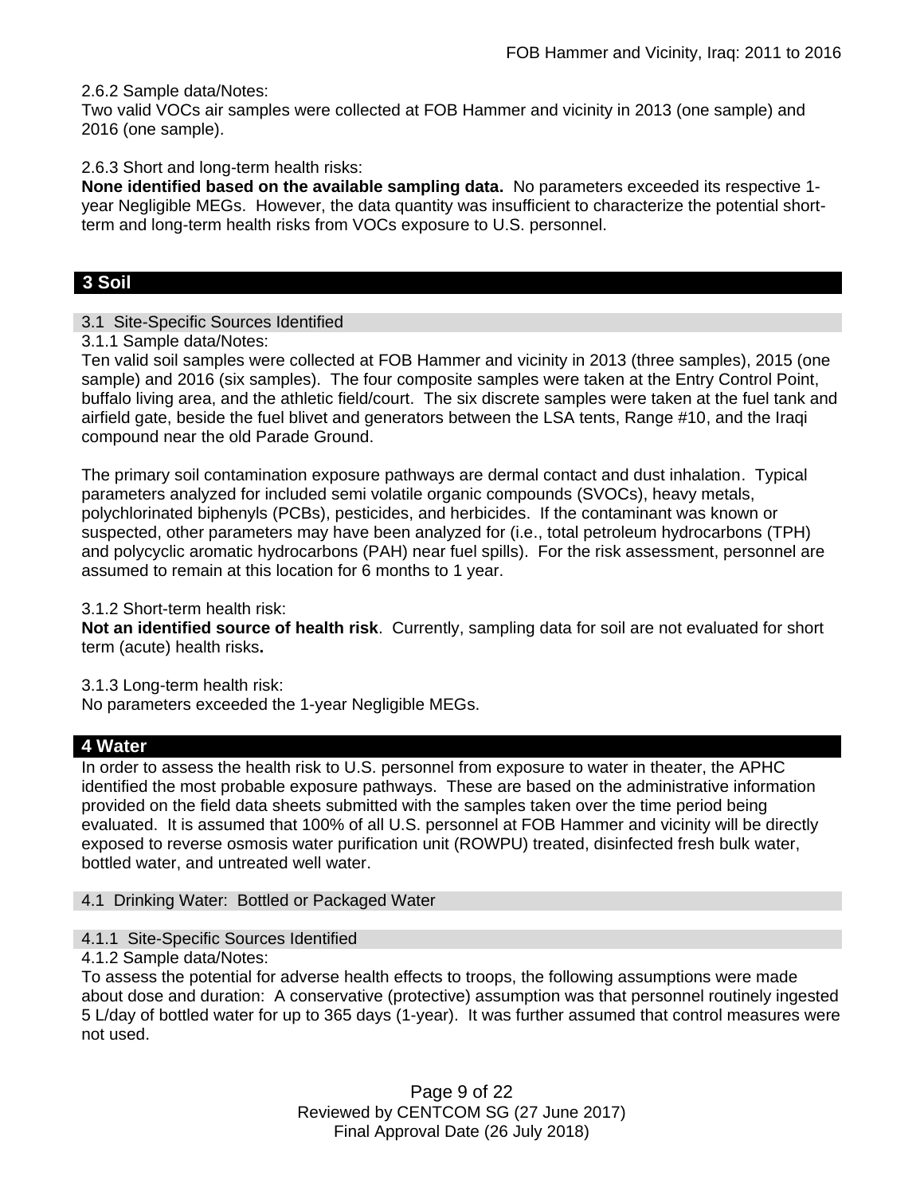2.6.2 Sample data/Notes:
Two valid VOCs air samples were collected at FOB Hammer and vicinity in 2013 (one sample) and 2016 (one sample).

2.6.3 Short and long-term health risks:
**None identified based on the available sampling data.** No parameters exceeded its respective 1-year Negligible MEGs. However, the data quantity was insufficient to characterize the potential short-term and long-term health risks from VOCs exposure to U.S. personnel.

## 3 Soil

### 3.1 Site-Specific Sources Identified

3.1.1 Sample data/Notes:
Ten valid soil samples were collected at FOB Hammer and vicinity in 2013 (three samples), 2015 (one sample) and 2016 (six samples). The four composite samples were taken at the Entry Control Point, buffalo living area, and the athletic field/court. The six discrete samples were taken at the fuel tank and airfield gate, beside the fuel blivet and generators between the LSA tents, Range #10, and the Iraqi compound near the old Parade Ground.

The primary soil contamination exposure pathways are dermal contact and dust inhalation. Typical parameters analyzed for included semi volatile organic compounds (SVOCs), heavy metals, polychlorinated biphenyls (PCBs), pesticides, and herbicides. If the contaminant was known or suspected, other parameters may have been analyzed for (i.e., total petroleum hydrocarbons (TPH) and polycyclic aromatic hydrocarbons (PAH) near fuel spills). For the risk assessment, personnel are assumed to remain at this location for 6 months to 1 year.

3.1.2 Short-term health risk:
**Not an identified source of health risk**. Currently, sampling data for soil are not evaluated for short term (acute) health risks**.**

3.1.3 Long-term health risk:
No parameters exceeded the 1-year Negligible MEGs.

## 4 Water

In order to assess the health risk to U.S. personnel from exposure to water in theater, the APHC identified the most probable exposure pathways. These are based on the administrative information provided on the field data sheets submitted with the samples taken over the time period being evaluated. It is assumed that 100% of all U.S. personnel at FOB Hammer and vicinity will be directly exposed to reverse osmosis water purification unit (ROWPU) treated, disinfected fresh bulk water, bottled water, and untreated well water.

### 4.1 Drinking Water: Bottled or Packaged Water

#### 4.1.1 Site-Specific Sources Identified

4.1.2 Sample data/Notes:
To assess the potential for adverse health effects to troops, the following assumptions were made about dose and duration: A conservative (protective) assumption was that personnel routinely ingested 5 L/day of bottled water for up to 365 days (1-year). It was further assumed that control measures were not used.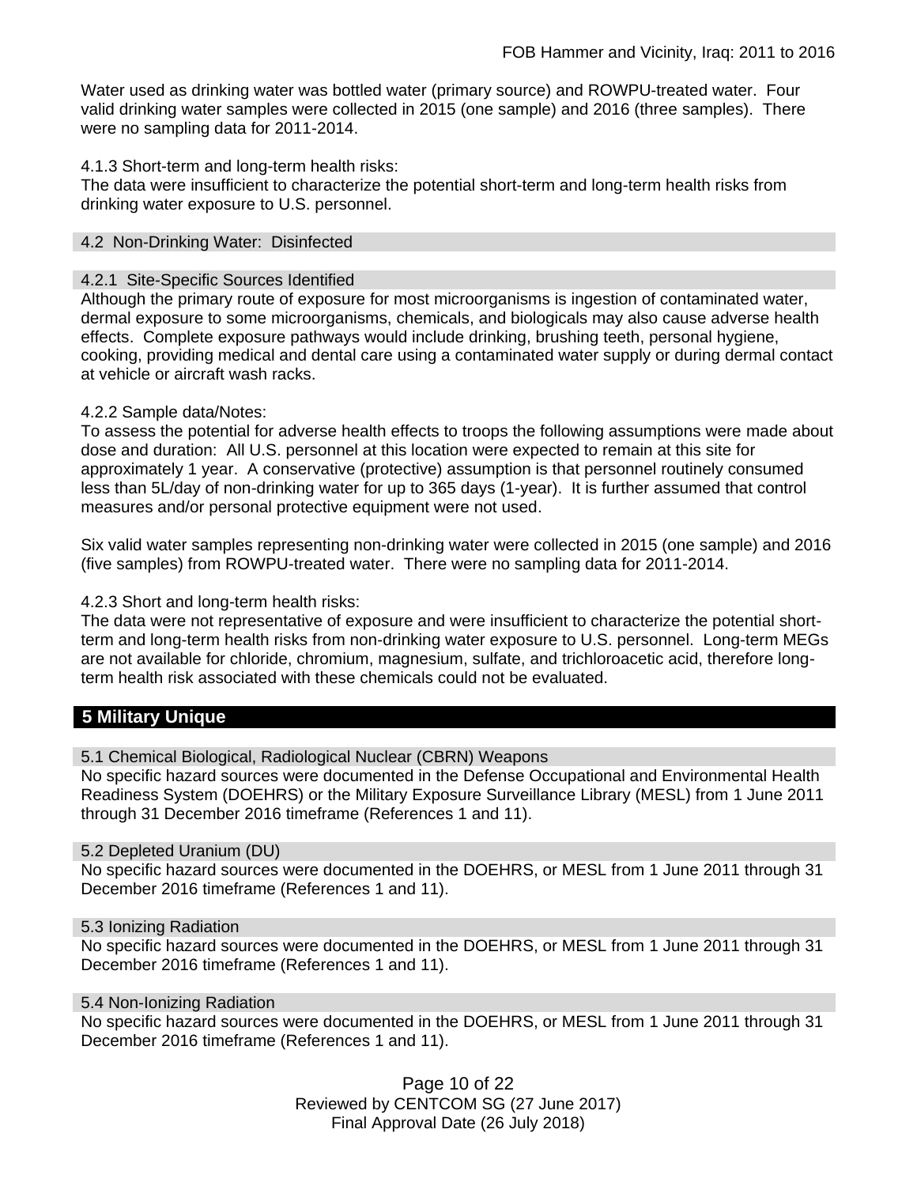Water used as drinking water was bottled water (primary source) and ROWPU-treated water. Four valid drinking water samples were collected in 2015 (one sample) and 2016 (three samples). There were no sampling data for 2011-2014.

4.1.3 Short-term and long-term health risks:
The data were insufficient to characterize the potential short-term and long-term health risks from drinking water exposure to U.S. personnel.

### 4.2 Non-Drinking Water: Disinfected

#### 4.2.1 Site-Specific Sources Identified

Although the primary route of exposure for most microorganisms is ingestion of contaminated water, dermal exposure to some microorganisms, chemicals, and biologicals may also cause adverse health effects. Complete exposure pathways would include drinking, brushing teeth, personal hygiene, cooking, providing medical and dental care using a contaminated water supply or during dermal contact at vehicle or aircraft wash racks.

4.2.2 Sample data/Notes:
To assess the potential for adverse health effects to troops the following assumptions were made about dose and duration: All U.S. personnel at this location were expected to remain at this site for approximately 1 year. A conservative (protective) assumption is that personnel routinely consumed less than 5L/day of non-drinking water for up to 365 days (1-year). It is further assumed that control measures and/or personal protective equipment were not used.

Six valid water samples representing non-drinking water were collected in 2015 (one sample) and 2016 (five samples) from ROWPU-treated water. There were no sampling data for 2011-2014.

4.2.3 Short and long-term health risks:
The data were not representative of exposure and were insufficient to characterize the potential short-term and long-term health risks from non-drinking water exposure to U.S. personnel. Long-term MEGs are not available for chloride, chromium, magnesium, sulfate, and trichloroacetic acid, therefore long-term health risk associated with these chemicals could not be evaluated.

## 5 Military Unique

### 5.1 Chemical Biological, Radiological Nuclear (CBRN) Weapons

No specific hazard sources were documented in the Defense Occupational and Environmental Health Readiness System (DOEHRS) or the Military Exposure Surveillance Library (MESL) from 1 June 2011 through 31 December 2016 timeframe (References 1 and 11).

### 5.2 Depleted Uranium (DU)

No specific hazard sources were documented in the DOEHRS, or MESL from 1 June 2011 through 31 December 2016 timeframe (References 1 and 11).

### 5.3 Ionizing Radiation

No specific hazard sources were documented in the DOEHRS, or MESL from 1 June 2011 through 31 December 2016 timeframe (References 1 and 11).

### 5.4 Non-Ionizing Radiation

No specific hazard sources were documented in the DOEHRS, or MESL from 1 June 2011 through 31 December 2016 timeframe (References 1 and 11).

Reviewed by CENTCOM SG (27 June 2017)
Final Approval Date (26 July 2018)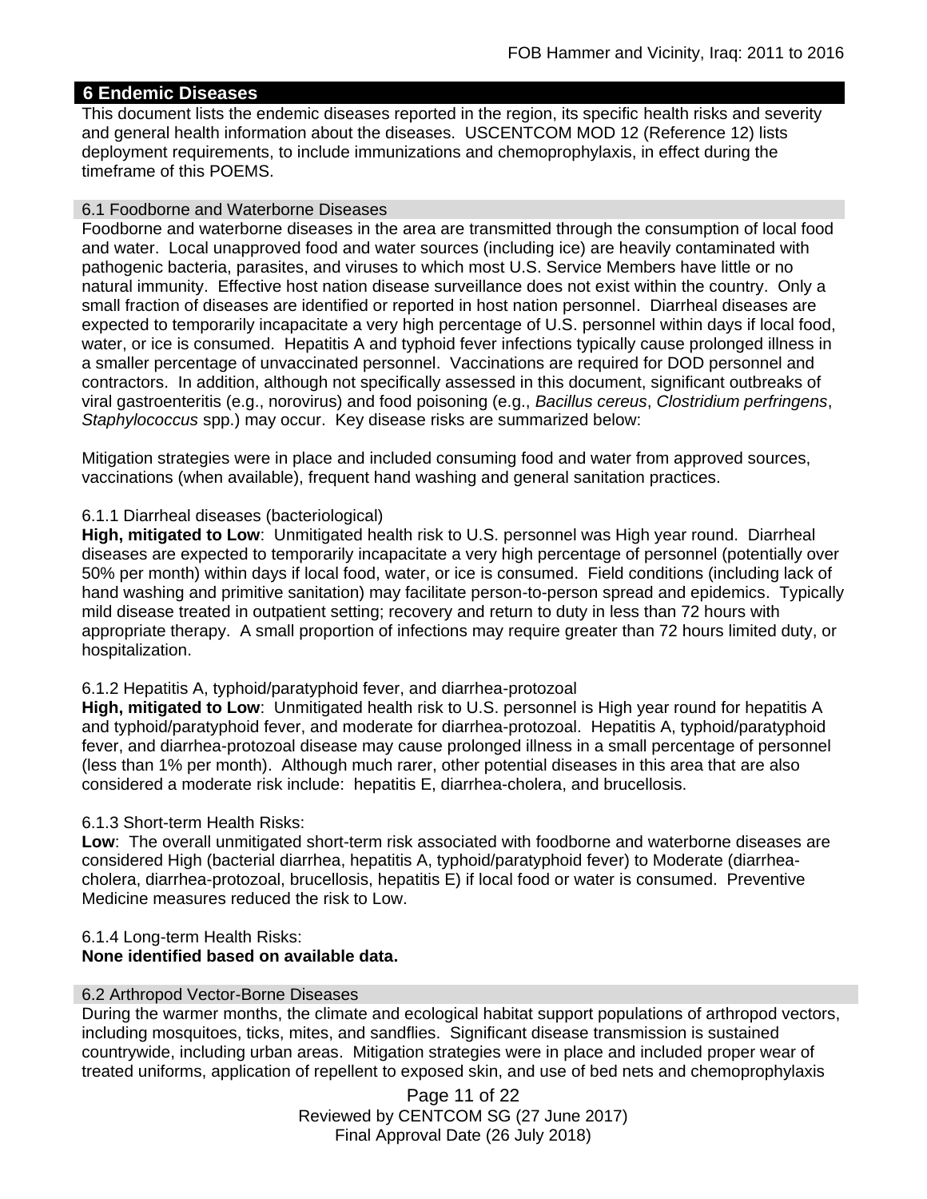## 6 Endemic Diseases

This document lists the endemic diseases reported in the region, its specific health risks and severity and general health information about the diseases. USCENTCOM MOD 12 (Reference 12) lists deployment requirements, to include immunizations and chemoprophylaxis, in effect during the timeframe of this POEMS.

### 6.1 Foodborne and Waterborne Diseases

Foodborne and waterborne diseases in the area are transmitted through the consumption of local food and water. Local unapproved food and water sources (including ice) are heavily contaminated with pathogenic bacteria, parasites, and viruses to which most U.S. Service Members have little or no natural immunity. Effective host nation disease surveillance does not exist within the country. Only a small fraction of diseases are identified or reported in host nation personnel. Diarrheal diseases are expected to temporarily incapacitate a very high percentage of U.S. personnel within days if local food, water, or ice is consumed. Hepatitis A and typhoid fever infections typically cause prolonged illness in a smaller percentage of unvaccinated personnel. Vaccinations are required for DOD personnel and contractors. In addition, although not specifically assessed in this document, significant outbreaks of viral gastroenteritis (e.g., norovirus) and food poisoning (e.g., *Bacillus cereus*, *Clostridium perfringens*, *Staphylococcus* spp.) may occur. Key disease risks are summarized below:

Mitigation strategies were in place and included consuming food and water from approved sources, vaccinations (when available), frequent hand washing and general sanitation practices.

#### 6.1.1 Diarrheal diseases (bacteriological)

**High, mitigated to Low**: Unmitigated health risk to U.S. personnel was High year round. Diarrheal diseases are expected to temporarily incapacitate a very high percentage of personnel (potentially over 50% per month) within days if local food, water, or ice is consumed. Field conditions (including lack of hand washing and primitive sanitation) may facilitate person-to-person spread and epidemics. Typically mild disease treated in outpatient setting; recovery and return to duty in less than 72 hours with appropriate therapy. A small proportion of infections may require greater than 72 hours limited duty, or hospitalization.

#### 6.1.2 Hepatitis A, typhoid/paratyphoid fever, and diarrhea-protozoal

**High, mitigated to Low**: Unmitigated health risk to U.S. personnel is High year round for hepatitis A and typhoid/paratyphoid fever, and moderate for diarrhea-protozoal. Hepatitis A, typhoid/paratyphoid fever, and diarrhea-protozoal disease may cause prolonged illness in a small percentage of personnel (less than 1% per month). Although much rarer, other potential diseases in this area that are also considered a moderate risk include: hepatitis E, diarrhea-cholera, and brucellosis.

#### 6.1.3 Short-term Health Risks:

**Low**: The overall unmitigated short-term risk associated with foodborne and waterborne diseases are considered High (bacterial diarrhea, hepatitis A, typhoid/paratyphoid fever) to Moderate (diarrhea-cholera, diarrhea-protozoal, brucellosis, hepatitis E) if local food or water is consumed. Preventive Medicine measures reduced the risk to Low.

#### 6.1.4 Long-term Health Risks:

**None identified based on available data.**

### 6.2 Arthropod Vector-Borne Diseases

During the warmer months, the climate and ecological habitat support populations of arthropod vectors, including mosquitoes, ticks, mites, and sandflies. Significant disease transmission is sustained countrywide, including urban areas. Mitigation strategies were in place and included proper wear of treated uniforms, application of repellent to exposed skin, and use of bed nets and chemoprophylaxis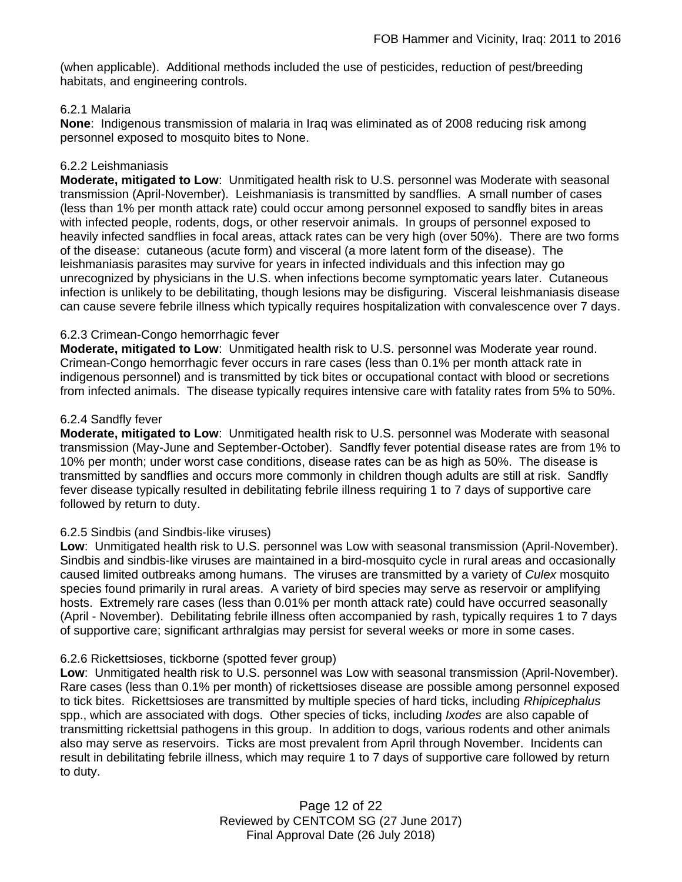(when applicable). Additional methods included the use of pesticides, reduction of pest/breeding habitats, and engineering controls.

#### 6.2.1 Malaria

**None**: Indigenous transmission of malaria in Iraq was eliminated as of 2008 reducing risk among personnel exposed to mosquito bites to None.

#### 6.2.2 Leishmaniasis

**Moderate, mitigated to Low**: Unmitigated health risk to U.S. personnel was Moderate with seasonal transmission (April-November). Leishmaniasis is transmitted by sandflies. A small number of cases (less than 1% per month attack rate) could occur among personnel exposed to sandfly bites in areas with infected people, rodents, dogs, or other reservoir animals. In groups of personnel exposed to heavily infected sandflies in focal areas, attack rates can be very high (over 50%). There are two forms of the disease: cutaneous (acute form) and visceral (a more latent form of the disease). The leishmaniasis parasites may survive for years in infected individuals and this infection may go unrecognized by physicians in the U.S. when infections become symptomatic years later. Cutaneous infection is unlikely to be debilitating, though lesions may be disfiguring. Visceral leishmaniasis disease can cause severe febrile illness which typically requires hospitalization with convalescence over 7 days.

#### 6.2.3 Crimean-Congo hemorrhagic fever

**Moderate, mitigated to Low**: Unmitigated health risk to U.S. personnel was Moderate year round. Crimean-Congo hemorrhagic fever occurs in rare cases (less than 0.1% per month attack rate in indigenous personnel) and is transmitted by tick bites or occupational contact with blood or secretions from infected animals. The disease typically requires intensive care with fatality rates from 5% to 50%.

#### 6.2.4 Sandfly fever

**Moderate, mitigated to Low**: Unmitigated health risk to U.S. personnel was Moderate with seasonal transmission (May-June and September-October). Sandfly fever potential disease rates are from 1% to 10% per month; under worst case conditions, disease rates can be as high as 50%. The disease is transmitted by sandflies and occurs more commonly in children though adults are still at risk. Sandfly fever disease typically resulted in debilitating febrile illness requiring 1 to 7 days of supportive care followed by return to duty.

#### 6.2.5 Sindbis (and Sindbis-like viruses)

**Low**: Unmitigated health risk to U.S. personnel was Low with seasonal transmission (April-November). Sindbis and sindbis-like viruses are maintained in a bird-mosquito cycle in rural areas and occasionally caused limited outbreaks among humans. The viruses are transmitted by a variety of *Culex* mosquito species found primarily in rural areas. A variety of bird species may serve as reservoir or amplifying hosts. Extremely rare cases (less than 0.01% per month attack rate) could have occurred seasonally (April - November). Debilitating febrile illness often accompanied by rash, typically requires 1 to 7 days of supportive care; significant arthralgias may persist for several weeks or more in some cases.

#### 6.2.6 Rickettsioses, tickborne (spotted fever group)

**Low**: Unmitigated health risk to U.S. personnel was Low with seasonal transmission (April-November). Rare cases (less than 0.1% per month) of rickettsioses disease are possible among personnel exposed to tick bites. Rickettsioses are transmitted by multiple species of hard ticks, including *Rhipicephalus* spp., which are associated with dogs. Other species of ticks, including *Ixodes* are also capable of transmitting rickettsial pathogens in this group. In addition to dogs, various rodents and other animals also may serve as reservoirs. Ticks are most prevalent from April through November. Incidents can result in debilitating febrile illness, which may require 1 to 7 days of supportive care followed by return to duty.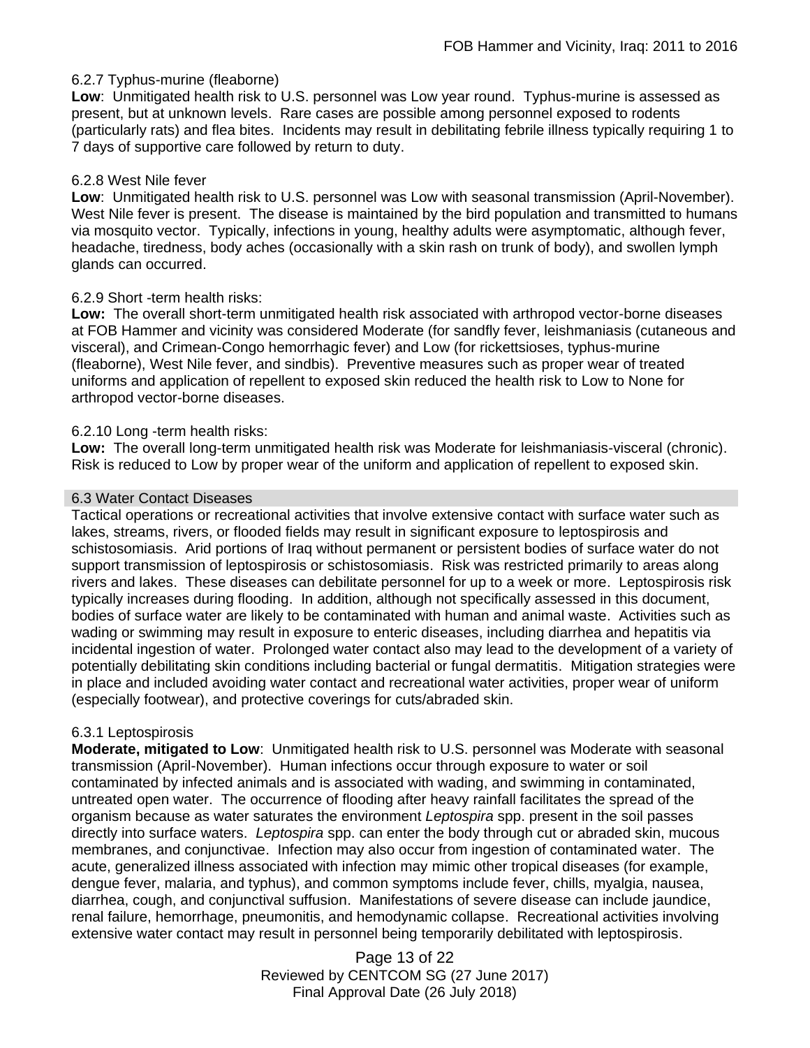#### 6.2.7 Typhus-murine (fleaborne)

**Low**: Unmitigated health risk to U.S. personnel was Low year round. Typhus-murine is assessed as present, but at unknown levels. Rare cases are possible among personnel exposed to rodents (particularly rats) and flea bites. Incidents may result in debilitating febrile illness typically requiring 1 to 7 days of supportive care followed by return to duty.

#### 6.2.8 West Nile fever

**Low**: Unmitigated health risk to U.S. personnel was Low with seasonal transmission (April-November). West Nile fever is present. The disease is maintained by the bird population and transmitted to humans via mosquito vector. Typically, infections in young, healthy adults were asymptomatic, although fever, headache, tiredness, body aches (occasionally with a skin rash on trunk of body), and swollen lymph glands can occurred.

#### 6.2.9 Short -term health risks:

**Low:** The overall short-term unmitigated health risk associated with arthropod vector-borne diseases at FOB Hammer and vicinity was considered Moderate (for sandfly fever, leishmaniasis (cutaneous and visceral), and Crimean-Congo hemorrhagic fever) and Low (for rickettsioses, typhus-murine (fleaborne), West Nile fever, and sindbis). Preventive measures such as proper wear of treated uniforms and application of repellent to exposed skin reduced the health risk to Low to None for arthropod vector-borne diseases.

#### 6.2.10 Long -term health risks:

**Low:** The overall long-term unmitigated health risk was Moderate for leishmaniasis-visceral (chronic). Risk is reduced to Low by proper wear of the uniform and application of repellent to exposed skin.

### 6.3 Water Contact Diseases

Tactical operations or recreational activities that involve extensive contact with surface water such as lakes, streams, rivers, or flooded fields may result in significant exposure to leptospirosis and schistosomiasis. Arid portions of Iraq without permanent or persistent bodies of surface water do not support transmission of leptospirosis or schistosomiasis. Risk was restricted primarily to areas along rivers and lakes. These diseases can debilitate personnel for up to a week or more. Leptospirosis risk typically increases during flooding. In addition, although not specifically assessed in this document, bodies of surface water are likely to be contaminated with human and animal waste. Activities such as wading or swimming may result in exposure to enteric diseases, including diarrhea and hepatitis via incidental ingestion of water. Prolonged water contact also may lead to the development of a variety of potentially debilitating skin conditions including bacterial or fungal dermatitis. Mitigation strategies were in place and included avoiding water contact and recreational water activities, proper wear of uniform (especially footwear), and protective coverings for cuts/abraded skin.

#### 6.3.1 Leptospirosis

**Moderate, mitigated to Low**: Unmitigated health risk to U.S. personnel was Moderate with seasonal transmission (April-November). Human infections occur through exposure to water or soil contaminated by infected animals and is associated with wading, and swimming in contaminated, untreated open water. The occurrence of flooding after heavy rainfall facilitates the spread of the organism because as water saturates the environment *Leptospira* spp. present in the soil passes directly into surface waters. *Leptospira* spp. can enter the body through cut or abraded skin, mucous membranes, and conjunctivae. Infection may also occur from ingestion of contaminated water. The acute, generalized illness associated with infection may mimic other tropical diseases (for example, dengue fever, malaria, and typhus), and common symptoms include fever, chills, myalgia, nausea, diarrhea, cough, and conjunctival suffusion. Manifestations of severe disease can include jaundice, renal failure, hemorrhage, pneumonitis, and hemodynamic collapse. Recreational activities involving extensive water contact may result in personnel being temporarily debilitated with leptospirosis.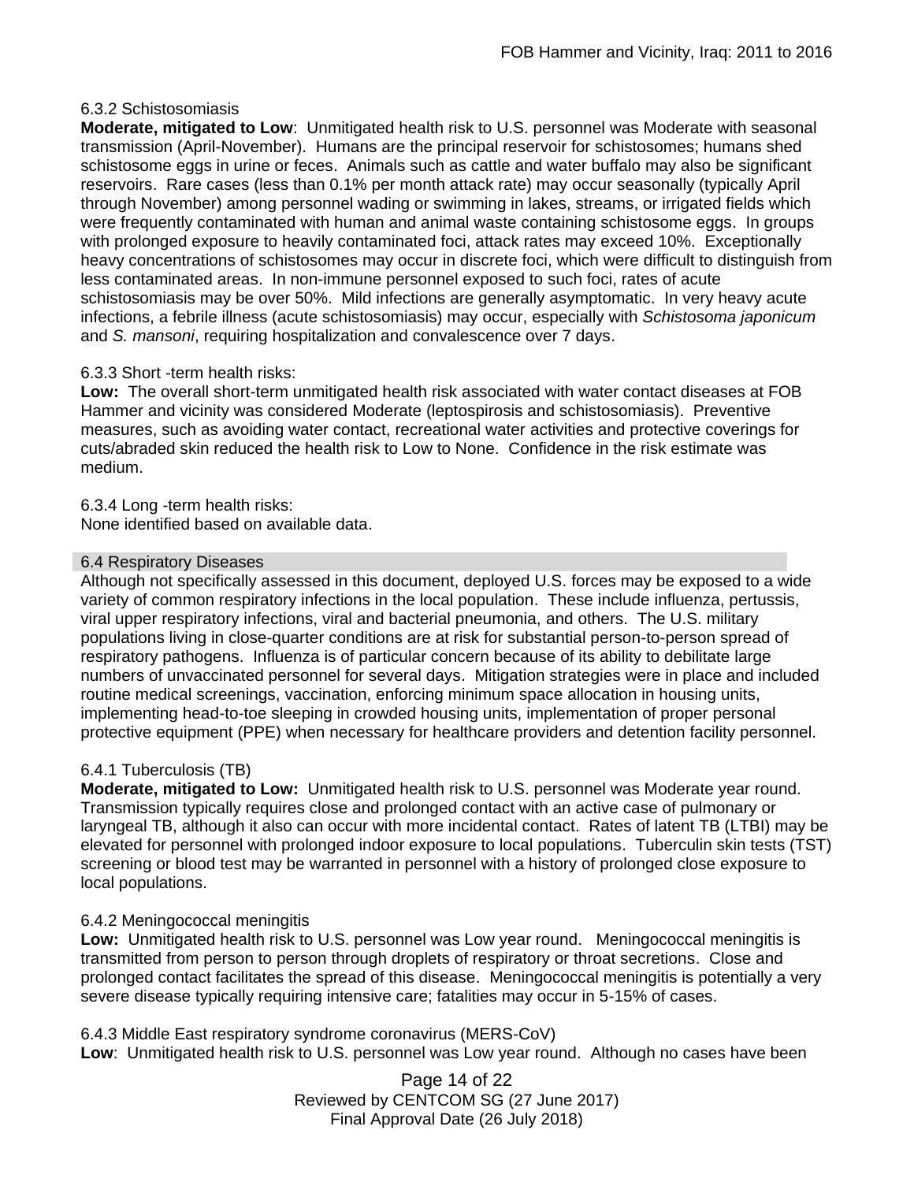6.3.2 Schistosomiasis

**Moderate, mitigated to Low**: Unmitigated health risk to U.S. personnel was Moderate with seasonal transmission (April-November). Humans are the principal reservoir for schistosomes; humans shed schistosome eggs in urine or feces. Animals such as cattle and water buffalo may also be significant reservoirs. Rare cases (less than 0.1% per month attack rate) may occur seasonally (typically April through November) among personnel wading or swimming in lakes, streams, or irrigated fields which were frequently contaminated with human and animal waste containing schistosome eggs. In groups with prolonged exposure to heavily contaminated foci, attack rates may exceed 10%. Exceptionally heavy concentrations of schistosomes may occur in discrete foci, which were difficult to distinguish from less contaminated areas. In non-immune personnel exposed to such foci, rates of acute schistosomiasis may be over 50%. Mild infections are generally asymptomatic. In very heavy acute infections, a febrile illness (acute schistosomiasis) may occur, especially with *Schistosoma japonicum* and *S. mansoni*, requiring hospitalization and convalescence over 7 days.

6.3.3 Short -term health risks:

**Low:** The overall short-term unmitigated health risk associated with water contact diseases at FOB Hammer and vicinity was considered Moderate (leptospirosis and schistosomiasis). Preventive measures, such as avoiding water contact, recreational water activities and protective coverings for cuts/abraded skin reduced the health risk to Low to None. Confidence in the risk estimate was medium.

6.3.4 Long -term health risks:

None identified based on available data.

## 6.4 Respiratory Diseases

Although not specifically assessed in this document, deployed U.S. forces may be exposed to a wide variety of common respiratory infections in the local population. These include influenza, pertussis, viral upper respiratory infections, viral and bacterial pneumonia, and others. The U.S. military populations living in close-quarter conditions are at risk for substantial person-to-person spread of respiratory pathogens. Influenza is of particular concern because of its ability to debilitate large numbers of unvaccinated personnel for several days. Mitigation strategies were in place and included routine medical screenings, vaccination, enforcing minimum space allocation in housing units, implementing head-to-toe sleeping in crowded housing units, implementation of proper personal protective equipment (PPE) when necessary for healthcare providers and detention facility personnel.

6.4.1 Tuberculosis (TB)

**Moderate, mitigated to Low:** Unmitigated health risk to U.S. personnel was Moderate year round. Transmission typically requires close and prolonged contact with an active case of pulmonary or laryngeal TB, although it also can occur with more incidental contact. Rates of latent TB (LTBI) may be elevated for personnel with prolonged indoor exposure to local populations. Tuberculin skin tests (TST) screening or blood test may be warranted in personnel with a history of prolonged close exposure to local populations.

6.4.2 Meningococcal meningitis

**Low:** Unmitigated health risk to U.S. personnel was Low year round. Meningococcal meningitis is transmitted from person to person through droplets of respiratory or throat secretions. Close and prolonged contact facilitates the spread of this disease. Meningococcal meningitis is potentially a very severe disease typically requiring intensive care; fatalities may occur in 5-15% of cases.

6.4.3 Middle East respiratory syndrome coronavirus (MERS-CoV)

**Low**: Unmitigated health risk to U.S. personnel was Low year round. Although no cases have been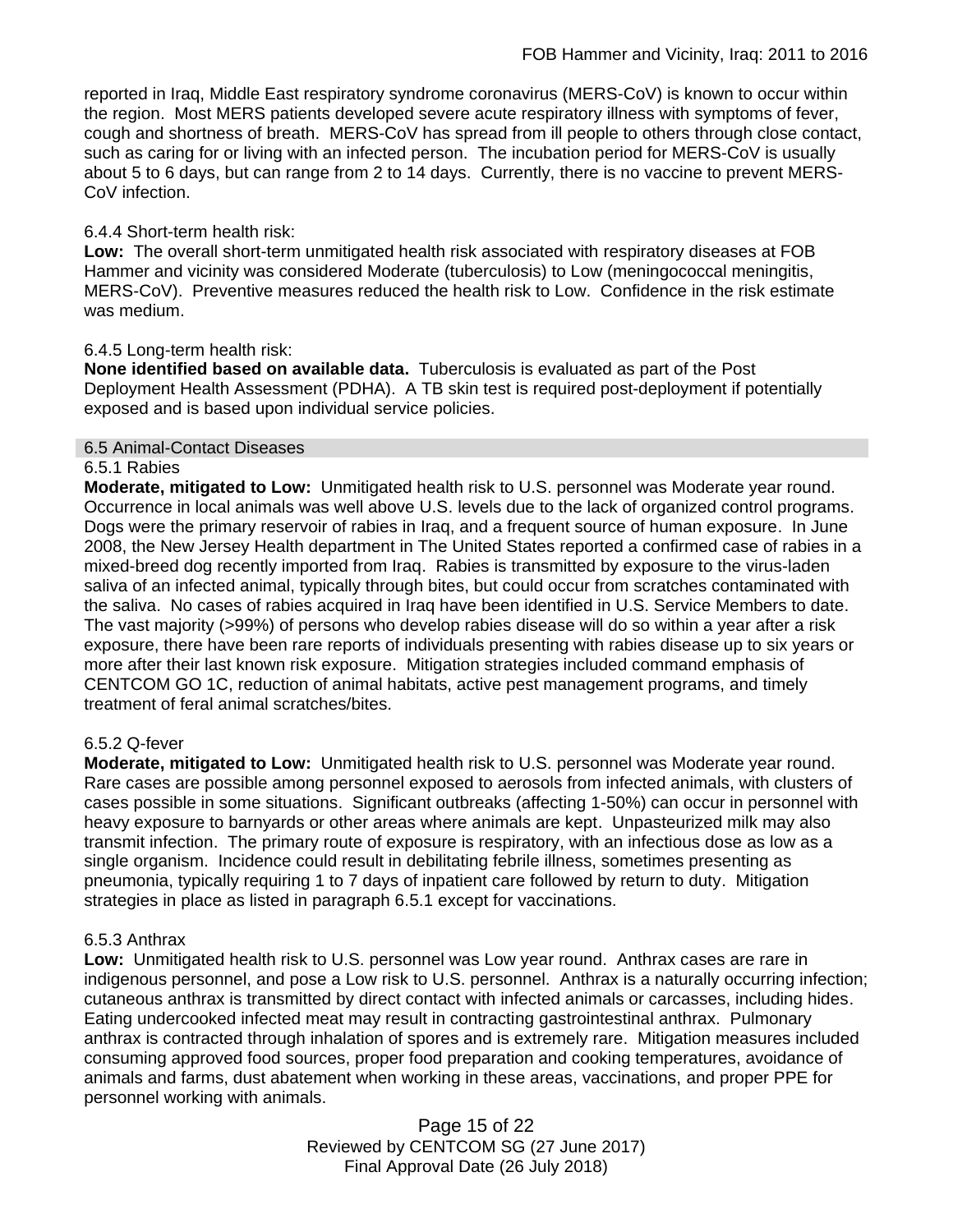reported in Iraq, Middle East respiratory syndrome coronavirus (MERS-CoV) is known to occur within the region. Most MERS patients developed severe acute respiratory illness with symptoms of fever, cough and shortness of breath. MERS-CoV has spread from ill people to others through close contact, such as caring for or living with an infected person. The incubation period for MERS-CoV is usually about 5 to 6 days, but can range from 2 to 14 days. Currently, there is no vaccine to prevent MERS-CoV infection.

6.4.4 Short-term health risk:

**Low:** The overall short-term unmitigated health risk associated with respiratory diseases at FOB Hammer and vicinity was considered Moderate (tuberculosis) to Low (meningococcal meningitis, MERS-CoV). Preventive measures reduced the health risk to Low. Confidence in the risk estimate was medium.

6.4.5 Long-term health risk:

**None identified based on available data.** Tuberculosis is evaluated as part of the Post Deployment Health Assessment (PDHA). A TB skin test is required post-deployment if potentially exposed and is based upon individual service policies.

## 6.5 Animal-Contact Diseases

### 6.5.1 Rabies

**Moderate, mitigated to Low:** Unmitigated health risk to U.S. personnel was Moderate year round. Occurrence in local animals was well above U.S. levels due to the lack of organized control programs. Dogs were the primary reservoir of rabies in Iraq, and a frequent source of human exposure. In June 2008, the New Jersey Health department in The United States reported a confirmed case of rabies in a mixed-breed dog recently imported from Iraq. Rabies is transmitted by exposure to the virus-laden saliva of an infected animal, typically through bites, but could occur from scratches contaminated with the saliva. No cases of rabies acquired in Iraq have been identified in U.S. Service Members to date. The vast majority (>99%) of persons who develop rabies disease will do so within a year after a risk exposure, there have been rare reports of individuals presenting with rabies disease up to six years or more after their last known risk exposure. Mitigation strategies included command emphasis of CENTCOM GO 1C, reduction of animal habitats, active pest management programs, and timely treatment of feral animal scratches/bites.

### 6.5.2 Q-fever

**Moderate, mitigated to Low:** Unmitigated health risk to U.S. personnel was Moderate year round. Rare cases are possible among personnel exposed to aerosols from infected animals, with clusters of cases possible in some situations. Significant outbreaks (affecting 1-50%) can occur in personnel with heavy exposure to barnyards or other areas where animals are kept. Unpasteurized milk may also transmit infection. The primary route of exposure is respiratory, with an infectious dose as low as a single organism. Incidence could result in debilitating febrile illness, sometimes presenting as pneumonia, typically requiring 1 to 7 days of inpatient care followed by return to duty. Mitigation strategies in place as listed in paragraph 6.5.1 except for vaccinations.

### 6.5.3 Anthrax

**Low:** Unmitigated health risk to U.S. personnel was Low year round. Anthrax cases are rare in indigenous personnel, and pose a Low risk to U.S. personnel. Anthrax is a naturally occurring infection; cutaneous anthrax is transmitted by direct contact with infected animals or carcasses, including hides. Eating undercooked infected meat may result in contracting gastrointestinal anthrax. Pulmonary anthrax is contracted through inhalation of spores and is extremely rare. Mitigation measures included consuming approved food sources, proper food preparation and cooking temperatures, avoidance of animals and farms, dust abatement when working in these areas, vaccinations, and proper PPE for personnel working with animals.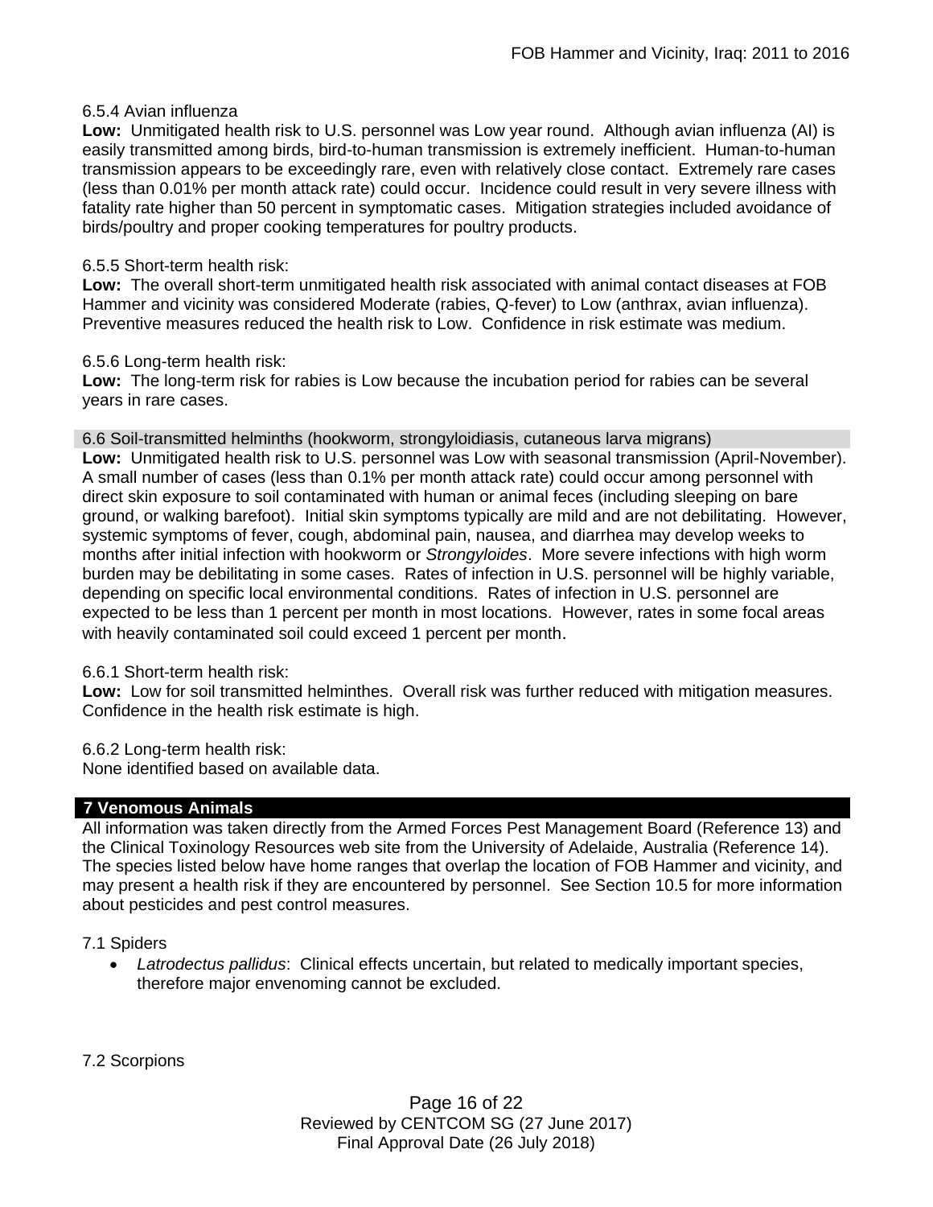6.5.4 Avian influenza

**Low:** Unmitigated health risk to U.S. personnel was Low year round. Although avian influenza (AI) is easily transmitted among birds, bird-to-human transmission is extremely inefficient. Human-to-human transmission appears to be exceedingly rare, even with relatively close contact. Extremely rare cases (less than 0.01% per month attack rate) could occur. Incidence could result in very severe illness with fatality rate higher than 50 percent in symptomatic cases. Mitigation strategies included avoidance of birds/poultry and proper cooking temperatures for poultry products.

6.5.5 Short-term health risk:

**Low:** The overall short-term unmitigated health risk associated with animal contact diseases at FOB Hammer and vicinity was considered Moderate (rabies, Q-fever) to Low (anthrax, avian influenza). Preventive measures reduced the health risk to Low. Confidence in risk estimate was medium.

6.5.6 Long-term health risk:

**Low:** The long-term risk for rabies is Low because the incubation period for rabies can be several years in rare cases.

## 6.6 Soil-transmitted helminths (hookworm, strongyloidiasis, cutaneous larva migrans)

**Low:** Unmitigated health risk to U.S. personnel was Low with seasonal transmission (April-November). A small number of cases (less than 0.1% per month attack rate) could occur among personnel with direct skin exposure to soil contaminated with human or animal feces (including sleeping on bare ground, or walking barefoot). Initial skin symptoms typically are mild and are not debilitating. However, systemic symptoms of fever, cough, abdominal pain, nausea, and diarrhea may develop weeks to months after initial infection with hookworm or *Strongyloides*. More severe infections with high worm burden may be debilitating in some cases. Rates of infection in U.S. personnel will be highly variable, depending on specific local environmental conditions. Rates of infection in U.S. personnel are expected to be less than 1 percent per month in most locations. However, rates in some focal areas with heavily contaminated soil could exceed 1 percent per month.

6.6.1 Short-term health risk:

**Low:** Low for soil transmitted helminthes. Overall risk was further reduced with mitigation measures. Confidence in the health risk estimate is high.

6.6.2 Long-term health risk:

None identified based on available data.

# 7 Venomous Animals

All information was taken directly from the Armed Forces Pest Management Board (Reference 13) and the Clinical Toxinology Resources web site from the University of Adelaide, Australia (Reference 14). The species listed below have home ranges that overlap the location of FOB Hammer and vicinity, and may present a health risk if they are encountered by personnel. See Section 10.5 for more information about pesticides and pest control measures.

7.1 Spiders

- *Latrodectus pallidus*: Clinical effects uncertain, but related to medically important species, therefore major envenoming cannot be excluded.

7.2 Scorpions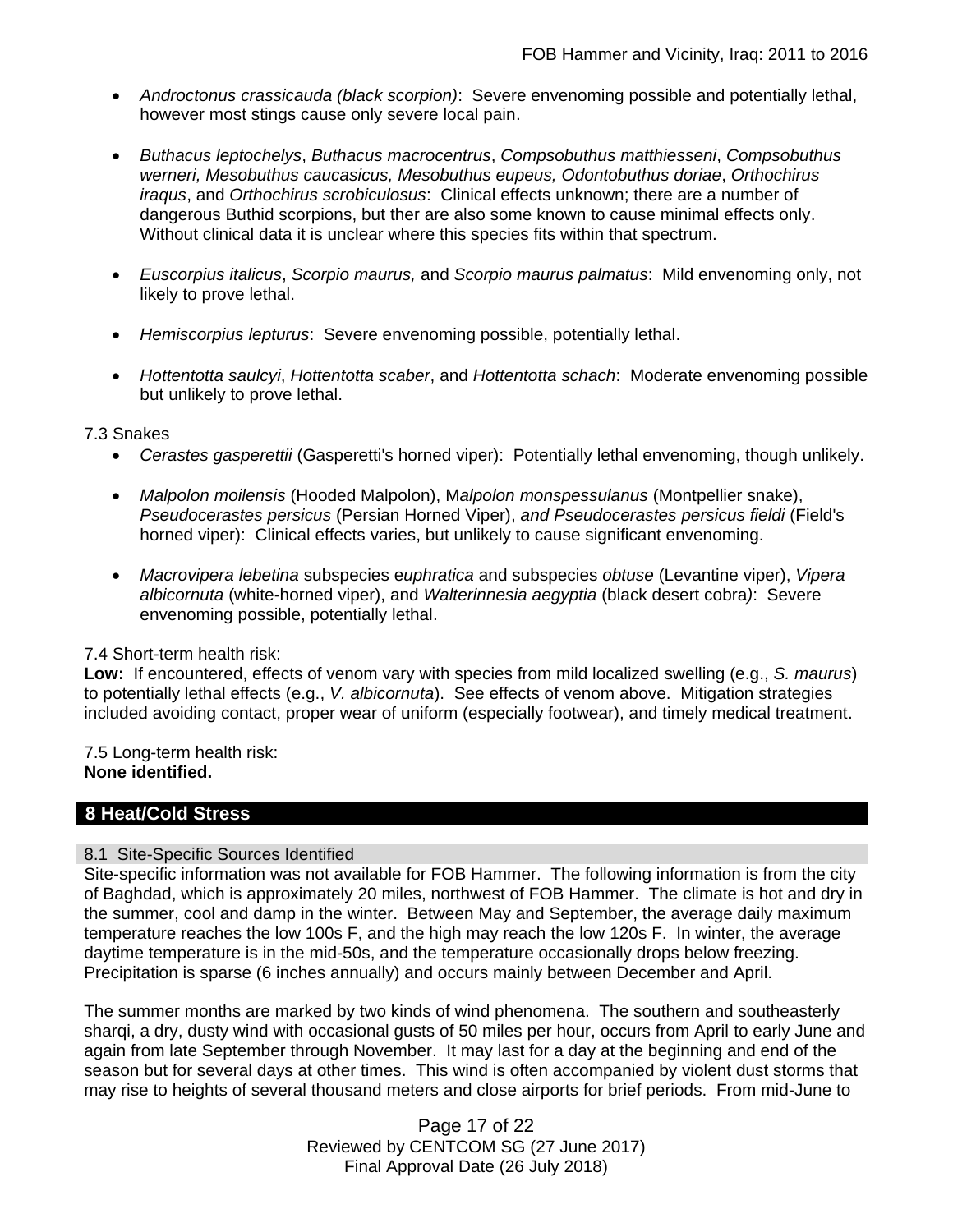- *Androctonus crassicauda (black scorpion)*: Severe envenoming possible and potentially lethal, however most stings cause only severe local pain.

- *Buthacus leptochelys*, *Buthacus macrocentrus*, *Compsobuthus matthiesseni*, *Compsobuthus werneri, Mesobuthus caucasicus, Mesobuthus eupeus, Odontobuthus doriae*, *Orthochirus iraqus*, and *Orthochirus scrobiculosus*: Clinical effects unknown; there are a number of dangerous Buthid scorpions, but ther are also some known to cause minimal effects only. Without clinical data it is unclear where this species fits within that spectrum.

- *Euscorpius italicus*, *Scorpio maurus,* and *Scorpio maurus palmatus*: Mild envenoming only, not likely to prove lethal.

- *Hemiscorpius lepturus*: Severe envenoming possible, potentially lethal.

- *Hottentotta saulcyi*, *Hottentotta scaber*, and *Hottentotta schach*: Moderate envenoming possible but unlikely to prove lethal.

7.3 Snakes

- *Cerastes gasperettii* (Gasperetti's horned viper): Potentially lethal envenoming, though unlikely.

- *Malpolon moilensis* (Hooded Malpolon), M*alpolon monspessulanus* (Montpellier snake), *Pseudocerastes persicus* (Persian Horned Viper), *and Pseudocerastes persicus fieldi* (Field's horned viper): Clinical effects varies, but unlikely to cause significant envenoming.

- *Macrovipera lebetina* subspecies e*uphratica* and subspecies *obtuse* (Levantine viper), *Vipera albicornuta* (white-horned viper), and *Walterinnesia aegyptia* (black desert cobra*)*: Severe envenoming possible, potentially lethal.

7.4 Short-term health risk:

**Low:** If encountered, effects of venom vary with species from mild localized swelling (e.g., *S. maurus*) to potentially lethal effects (e.g., *V. albicornuta*). See effects of venom above. Mitigation strategies included avoiding contact, proper wear of uniform (especially footwear), and timely medical treatment.

7.5 Long-term health risk:

**None identified.**

## 8 Heat/Cold Stress

### 8.1 Site-Specific Sources Identified

Site-specific information was not available for FOB Hammer. The following information is from the city of Baghdad, which is approximately 20 miles, northwest of FOB Hammer. The climate is hot and dry in the summer, cool and damp in the winter. Between May and September, the average daily maximum temperature reaches the low 100s F, and the high may reach the low 120s F. In winter, the average daytime temperature is in the mid-50s, and the temperature occasionally drops below freezing. Precipitation is sparse (6 inches annually) and occurs mainly between December and April.

The summer months are marked by two kinds of wind phenomena. The southern and southeasterly sharqi, a dry, dusty wind with occasional gusts of 50 miles per hour, occurs from April to early June and again from late September through November. It may last for a day at the beginning and end of the season but for several days at other times. This wind is often accompanied by violent dust storms that may rise to heights of several thousand meters and close airports for brief periods. From mid-June to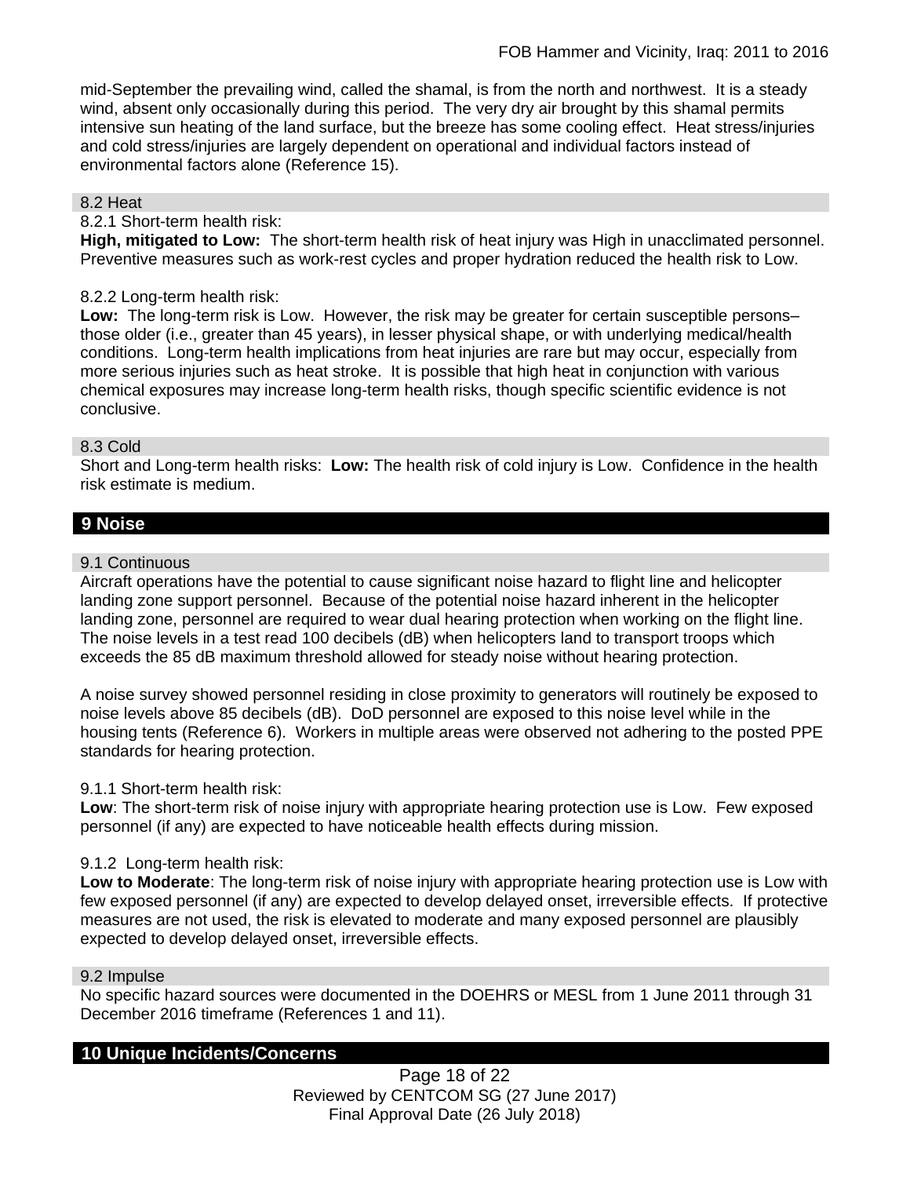mid-September the prevailing wind, called the shamal, is from the north and northwest. It is a steady wind, absent only occasionally during this period. The very dry air brought by this shamal permits intensive sun heating of the land surface, but the breeze has some cooling effect. Heat stress/injuries and cold stress/injuries are largely dependent on operational and individual factors instead of environmental factors alone (Reference 15).

### 8.2 Heat

8.2.1 Short-term health risk:

**High, mitigated to Low:** The short-term health risk of heat injury was High in unacclimated personnel. Preventive measures such as work-rest cycles and proper hydration reduced the health risk to Low.

8.2.2 Long-term health risk:

**Low:** The long-term risk is Low. However, the risk may be greater for certain susceptible persons– those older (i.e., greater than 45 years), in lesser physical shape, or with underlying medical/health conditions. Long-term health implications from heat injuries are rare but may occur, especially from more serious injuries such as heat stroke. It is possible that high heat in conjunction with various chemical exposures may increase long-term health risks, though specific scientific evidence is not conclusive.

### 8.3 Cold

Short and Long-term health risks: **Low:** The health risk of cold injury is Low. Confidence in the health risk estimate is medium.

## 9 Noise

### 9.1 Continuous

Aircraft operations have the potential to cause significant noise hazard to flight line and helicopter landing zone support personnel. Because of the potential noise hazard inherent in the helicopter landing zone, personnel are required to wear dual hearing protection when working on the flight line. The noise levels in a test read 100 decibels (dB) when helicopters land to transport troops which exceeds the 85 dB maximum threshold allowed for steady noise without hearing protection.

A noise survey showed personnel residing in close proximity to generators will routinely be exposed to noise levels above 85 decibels (dB). DoD personnel are exposed to this noise level while in the housing tents (Reference 6). Workers in multiple areas were observed not adhering to the posted PPE standards for hearing protection.

9.1.1 Short-term health risk:

**Low**: The short-term risk of noise injury with appropriate hearing protection use is Low. Few exposed personnel (if any) are expected to have noticeable health effects during mission.

9.1.2 Long-term health risk:

**Low to Moderate**: The long-term risk of noise injury with appropriate hearing protection use is Low with few exposed personnel (if any) are expected to develop delayed onset, irreversible effects. If protective measures are not used, the risk is elevated to moderate and many exposed personnel are plausibly expected to develop delayed onset, irreversible effects.

### 9.2 Impulse

No specific hazard sources were documented in the DOEHRS or MESL from 1 June 2011 through 31 December 2016 timeframe (References 1 and 11).

## 10 Unique Incidents/Concerns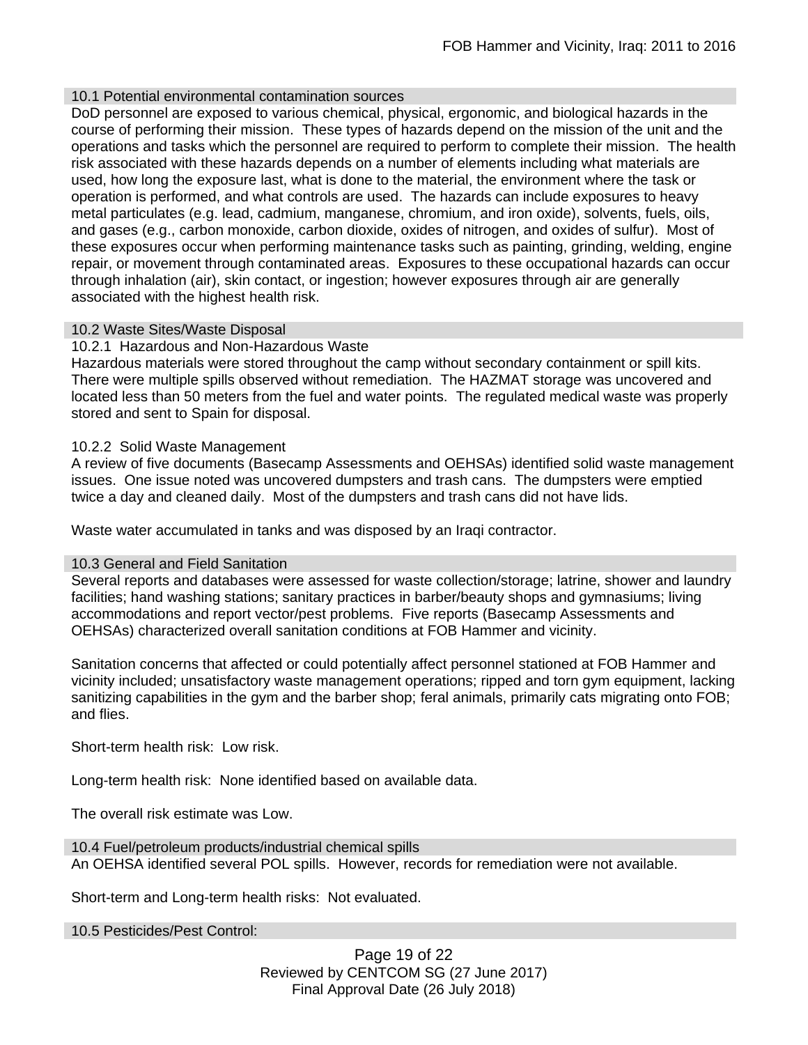### 10.1 Potential environmental contamination sources

DoD personnel are exposed to various chemical, physical, ergonomic, and biological hazards in the course of performing their mission. These types of hazards depend on the mission of the unit and the operations and tasks which the personnel are required to perform to complete their mission. The health risk associated with these hazards depends on a number of elements including what materials are used, how long the exposure last, what is done to the material, the environment where the task or operation is performed, and what controls are used. The hazards can include exposures to heavy metal particulates (e.g. lead, cadmium, manganese, chromium, and iron oxide), solvents, fuels, oils, and gases (e.g., carbon monoxide, carbon dioxide, oxides of nitrogen, and oxides of sulfur). Most of these exposures occur when performing maintenance tasks such as painting, grinding, welding, engine repair, or movement through contaminated areas. Exposures to these occupational hazards can occur through inhalation (air), skin contact, or ingestion; however exposures through air are generally associated with the highest health risk.

### 10.2 Waste Sites/Waste Disposal

#### 10.2.1 Hazardous and Non-Hazardous Waste

Hazardous materials were stored throughout the camp without secondary containment or spill kits. There were multiple spills observed without remediation. The HAZMAT storage was uncovered and located less than 50 meters from the fuel and water points. The regulated medical waste was properly stored and sent to Spain for disposal.

#### 10.2.2 Solid Waste Management

A review of five documents (Basecamp Assessments and OEHSAs) identified solid waste management issues. One issue noted was uncovered dumpsters and trash cans. The dumpsters were emptied twice a day and cleaned daily. Most of the dumpsters and trash cans did not have lids.

Waste water accumulated in tanks and was disposed by an Iraqi contractor.

### 10.3 General and Field Sanitation

Several reports and databases were assessed for waste collection/storage; latrine, shower and laundry facilities; hand washing stations; sanitary practices in barber/beauty shops and gymnasiums; living accommodations and report vector/pest problems. Five reports (Basecamp Assessments and OEHSAs) characterized overall sanitation conditions at FOB Hammer and vicinity.

Sanitation concerns that affected or could potentially affect personnel stationed at FOB Hammer and vicinity included; unsatisfactory waste management operations; ripped and torn gym equipment, lacking sanitizing capabilities in the gym and the barber shop; feral animals, primarily cats migrating onto FOB; and flies.

Short-term health risk: Low risk.

Long-term health risk: None identified based on available data.

The overall risk estimate was Low.

### 10.4 Fuel/petroleum products/industrial chemical spills

An OEHSA identified several POL spills. However, records for remediation were not available.

Short-term and Long-term health risks: Not evaluated.

### 10.5 Pesticides/Pest Control: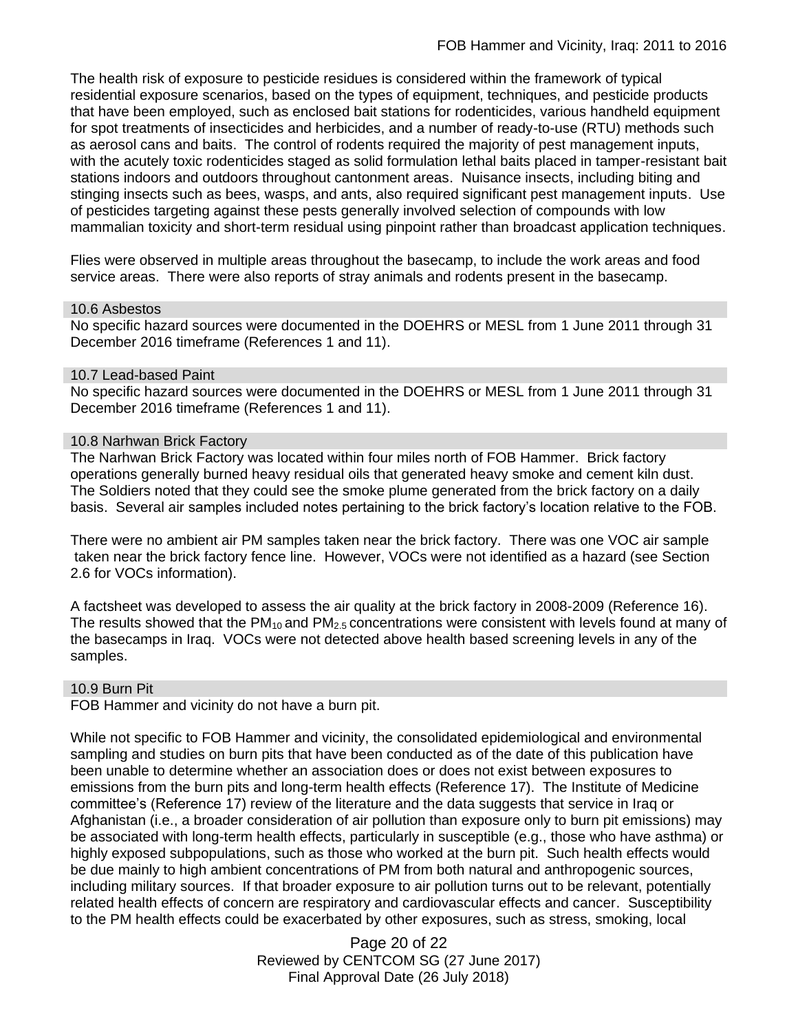The health risk of exposure to pesticide residues is considered within the framework of typical residential exposure scenarios, based on the types of equipment, techniques, and pesticide products that have been employed, such as enclosed bait stations for rodenticides, various handheld equipment for spot treatments of insecticides and herbicides, and a number of ready-to-use (RTU) methods such as aerosol cans and baits. The control of rodents required the majority of pest management inputs, with the acutely toxic rodenticides staged as solid formulation lethal baits placed in tamper-resistant bait stations indoors and outdoors throughout cantonment areas. Nuisance insects, including biting and stinging insects such as bees, wasps, and ants, also required significant pest management inputs. Use of pesticides targeting against these pests generally involved selection of compounds with low mammalian toxicity and short-term residual using pinpoint rather than broadcast application techniques.

Flies were observed in multiple areas throughout the basecamp, to include the work areas and food service areas. There were also reports of stray animals and rodents present in the basecamp.

### 10.6 Asbestos

No specific hazard sources were documented in the DOEHRS or MESL from 1 June 2011 through 31 December 2016 timeframe (References 1 and 11).

### 10.7 Lead-based Paint

No specific hazard sources were documented in the DOEHRS or MESL from 1 June 2011 through 31 December 2016 timeframe (References 1 and 11).

### 10.8 Narhwan Brick Factory

The Narhwan Brick Factory was located within four miles north of FOB Hammer. Brick factory operations generally burned heavy residual oils that generated heavy smoke and cement kiln dust. The Soldiers noted that they could see the smoke plume generated from the brick factory on a daily basis. Several air samples included notes pertaining to the brick factory's location relative to the FOB.

There were no ambient air PM samples taken near the brick factory. There was one VOC air sample taken near the brick factory fence line. However, VOCs were not identified as a hazard (see Section 2.6 for VOCs information).

A factsheet was developed to assess the air quality at the brick factory in 2008-2009 (Reference 16). The results showed that the $PM_{10}$ and $PM_{2.5}$ concentrations were consistent with levels found at many of the basecamps in Iraq. VOCs were not detected above health based screening levels in any of the samples.

### 10.9 Burn Pit

FOB Hammer and vicinity do not have a burn pit.

While not specific to FOB Hammer and vicinity, the consolidated epidemiological and environmental sampling and studies on burn pits that have been conducted as of the date of this publication have been unable to determine whether an association does or does not exist between exposures to emissions from the burn pits and long-term health effects (Reference 17). The Institute of Medicine committee's (Reference 17) review of the literature and the data suggests that service in Iraq or Afghanistan (i.e., a broader consideration of air pollution than exposure only to burn pit emissions) may be associated with long-term health effects, particularly in susceptible (e.g., those who have asthma) or highly exposed subpopulations, such as those who worked at the burn pit. Such health effects would be due mainly to high ambient concentrations of PM from both natural and anthropogenic sources, including military sources. If that broader exposure to air pollution turns out to be relevant, potentially related health effects of concern are respiratory and cardiovascular effects and cancer. Susceptibility to the PM health effects could be exacerbated by other exposures, such as stress, smoking, local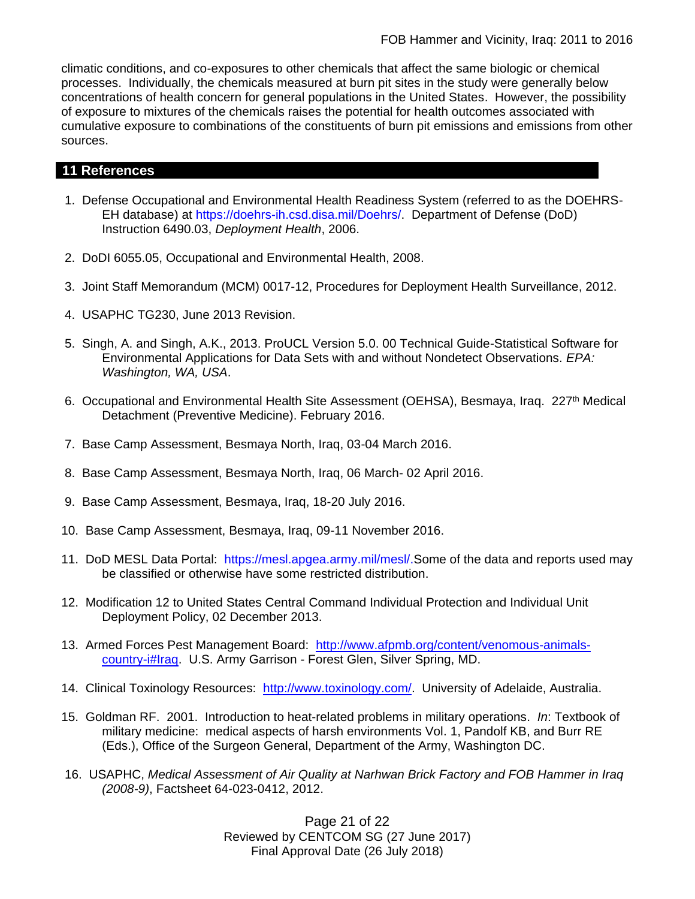climatic conditions, and co-exposures to other chemicals that affect the same biologic or chemical processes. Individually, the chemicals measured at burn pit sites in the study were generally below concentrations of health concern for general populations in the United States. However, the possibility of exposure to mixtures of the chemicals raises the potential for health outcomes associated with cumulative exposure to combinations of the constituents of burn pit emissions and emissions from other sources.

## 11 References

1. Defense Occupational and Environmental Health Readiness System (referred to as the DOEHRS-EH database) at https://doehrs-ih.csd.disa.mil/Doehrs/. Department of Defense (DoD) Instruction 6490.03, *Deployment Health*, 2006.

2. DoDI 6055.05, Occupational and Environmental Health, 2008.

3. Joint Staff Memorandum (MCM) 0017-12, Procedures for Deployment Health Surveillance, 2012.

4. USAPHC TG230, June 2013 Revision.

5. Singh, A. and Singh, A.K., 2013. ProUCL Version 5.0. 00 Technical Guide-Statistical Software for Environmental Applications for Data Sets with and without Nondetect Observations. *EPA: Washington, WA, USA*.

6. Occupational and Environmental Health Site Assessment (OEHSA), Besmaya, Iraq. 227th Medical Detachment (Preventive Medicine). February 2016.

7. Base Camp Assessment, Besmaya North, Iraq, 03-04 March 2016.

8. Base Camp Assessment, Besmaya North, Iraq, 06 March- 02 April 2016.

9. Base Camp Assessment, Besmaya, Iraq, 18-20 July 2016.

10. Base Camp Assessment, Besmaya, Iraq, 09-11 November 2016.

11. DoD MESL Data Portal: https://mesl.apgea.army.mil/mesl/.Some of the data and reports used may be classified or otherwise have some restricted distribution.

12. Modification 12 to United States Central Command Individual Protection and Individual Unit Deployment Policy, 02 December 2013.

13. Armed Forces Pest Management Board: http://www.afpmb.org/content/venomous-animals-country-i#Iraq. U.S. Army Garrison - Forest Glen, Silver Spring, MD.

14. Clinical Toxinology Resources: http://www.toxinology.com/. University of Adelaide, Australia.

15. Goldman RF. 2001. Introduction to heat-related problems in military operations. *In*: Textbook of military medicine: medical aspects of harsh environments Vol. 1, Pandolf KB, and Burr RE (Eds.), Office of the Surgeon General, Department of the Army, Washington DC.

16. USAPHC, *Medical Assessment of Air Quality at Narhwan Brick Factory and FOB Hammer in Iraq (2008-9)*, Factsheet 64-023-0412, 2012.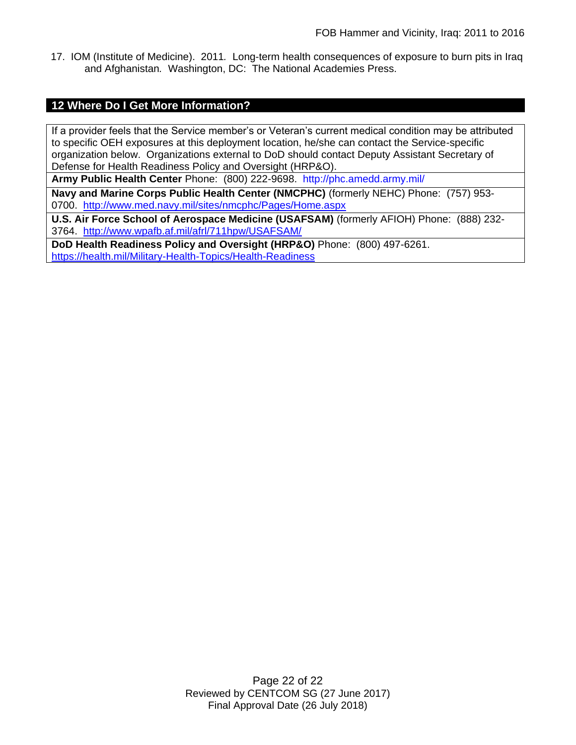17. IOM (Institute of Medicine). 2011. Long-term health consequences of exposure to burn pits in Iraq and Afghanistan. Washington, DC: The National Academies Press.

## 12 Where Do I Get More Information?

| |
|---|
| If a provider feels that the Service member's or Veteran's current medical condition may be attributed to specific OEH exposures at this deployment location, he/she can contact the Service-specific organization below. Organizations external to DoD should contact Deputy Assistant Secretary of Defense for Health Readiness Policy and Oversight (HRP&O). |
| **Army Public Health Center** Phone: (800) 222-9698. http://phc.amedd.army.mil/ |
| **Navy and Marine Corps Public Health Center (NMCPHC)** (formerly NEHC) Phone: (757) 953-0700. http://www.med.navy.mil/sites/nmcphc/Pages/Home.aspx |
| **U.S. Air Force School of Aerospace Medicine (USAFSAM)** (formerly AFIOH) Phone: (888) 232-3764. http://www.wpafb.af.mil/afrl/711hpw/USAFSAM/ |
| **DoD Health Readiness Policy and Oversight (HRP&O)** Phone: (800) 497-6261. https://health.mil/Military-Health-Topics/Health-Readiness |

Reviewed by CENTCOM SG (27 June 2017)
Final Approval Date (26 July 2018)